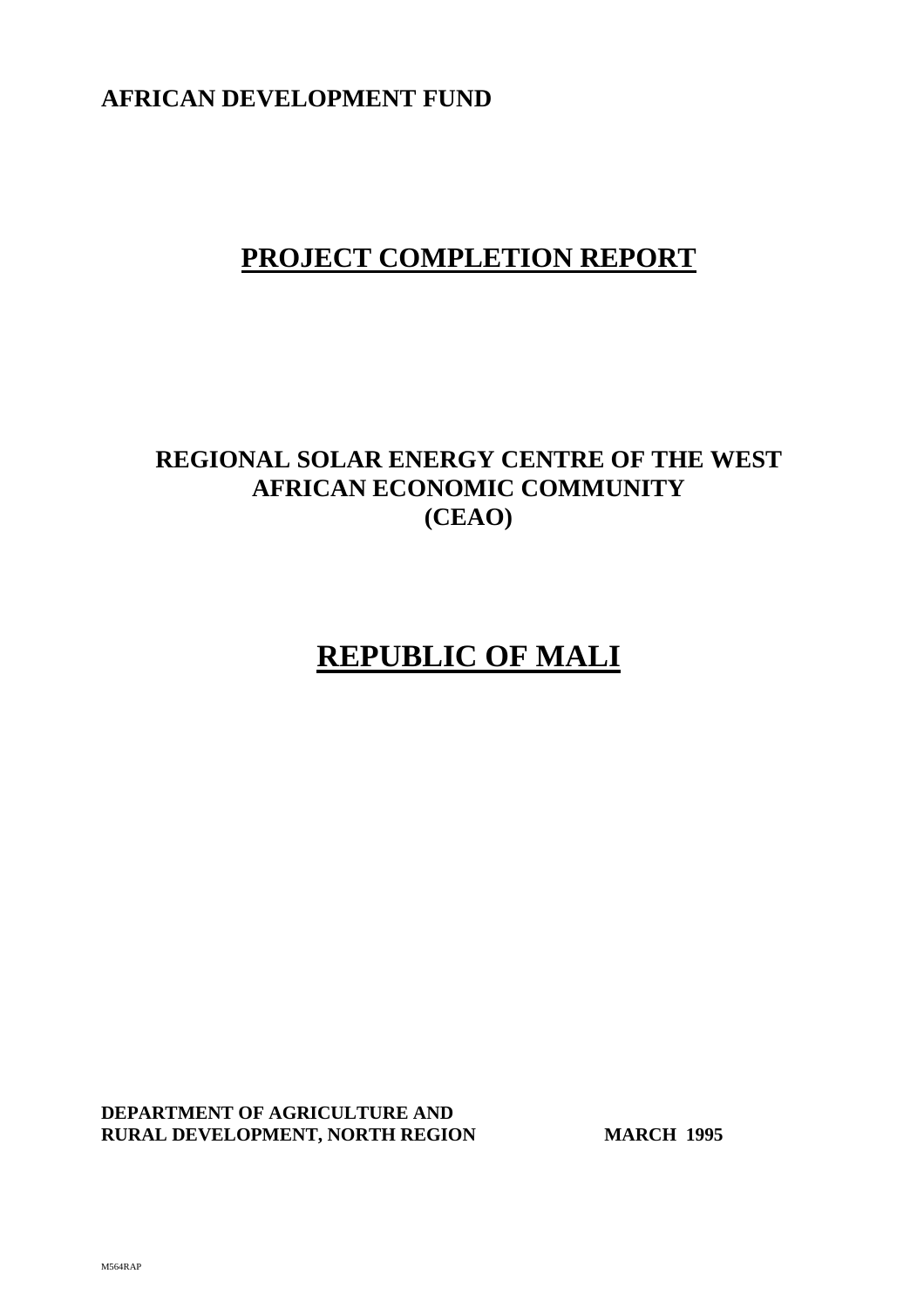**AFRICAN DEVELOPMENT FUND**

# PROJECT COMPLETION REPORT

## REGIONAL SOLAR ENERGY CENTRE OF THE WEST AFRICAN ECONOMIC COMMUNITY (CEAO)

# REPUBLIC OF MALI

**DEPARTMENT OF AGRICULTURE AND RURAL DEVELOPMENT, NORTH REGION** **MARCH 1995**

M564RAP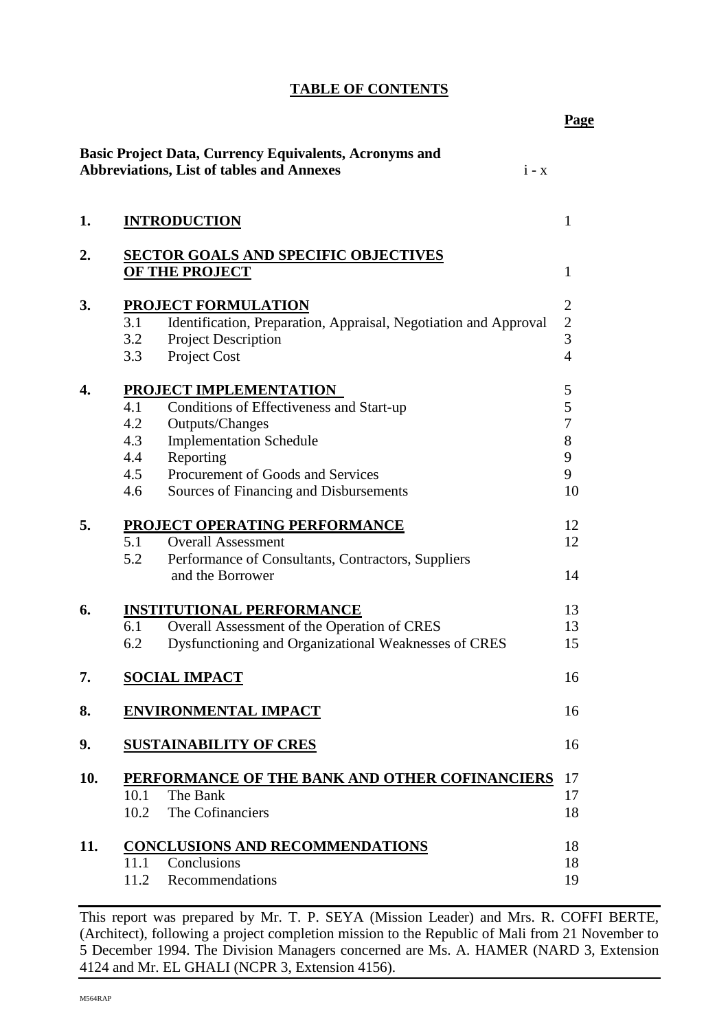# TABLE OF CONTENTS

| | | Page |
|---|---|---|
| **Basic Project Data, Currency Equivalents, Acronyms and Abbreviations, List of tables and Annexes** | | i - x |
| **1.** | **INTRODUCTION** | 1 |
| **2.** | **SECTOR GOALS AND SPECIFIC OBJECTIVES OF THE PROJECT** | 1 |
| **3.** | **PROJECT FORMULATION** | 2 |
| | 3.1 Identification, Preparation, Appraisal, Negotiation and Approval | 2 |
| | 3.2 Project Description | 3 |
| | 3.3 Project Cost | 4 |
| **4.** | **PROJECT IMPLEMENTATION** | 5 |
| | 4.1 Conditions of Effectiveness and Start-up | 5 |
| | 4.2 Outputs/Changes | 7 |
| | 4.3 Implementation Schedule | 8 |
| | 4.4 Reporting | 9 |
| | 4.5 Procurement of Goods and Services | 9 |
| | 4.6 Sources of Financing and Disbursements | 10 |
| **5.** | **PROJECT OPERATING PERFORMANCE** | 12 |
| | 5.1 Overall Assessment | 12 |
| | 5.2 Performance of Consultants, Contractors, Suppliers and the Borrower | 14 |
| **6.** | **INSTITUTIONAL PERFORMANCE** | 13 |
| | 6.1 Overall Assessment of the Operation of CRES | 13 |
| | 6.2 Dysfunctioning and Organizational Weaknesses of CRES | 15 |
| **7.** | **SOCIAL IMPACT** | 16 |
| **8.** | **ENVIRONMENTAL IMPACT** | 16 |
| **9.** | **SUSTAINABILITY OF CRES** | 16 |
| **10.** | **PERFORMANCE OF THE BANK AND OTHER COFINANCIERS** | 17 |
| | 10.1 The Bank | 17 |
| | 10.2 The Cofinanciers | 18 |
| **11.** | **CONCLUSIONS AND RECOMMENDATIONS** | 18 |
| | 11.1 Conclusions | 18 |
| | 11.2 Recommendations | 19 |

---

This report was prepared by Mr. T. P. SEYA (Mission Leader) and Mrs. R. COFFI BERTE, (Architect), following a project completion mission to the Republic of Mali from 21 November to 5 December 1994. The Division Managers concerned are Ms. A. HAMER (NARD 3, Extension 4124 and Mr. EL GHALI (NCPR 3, Extension 4156).

---

M564RAP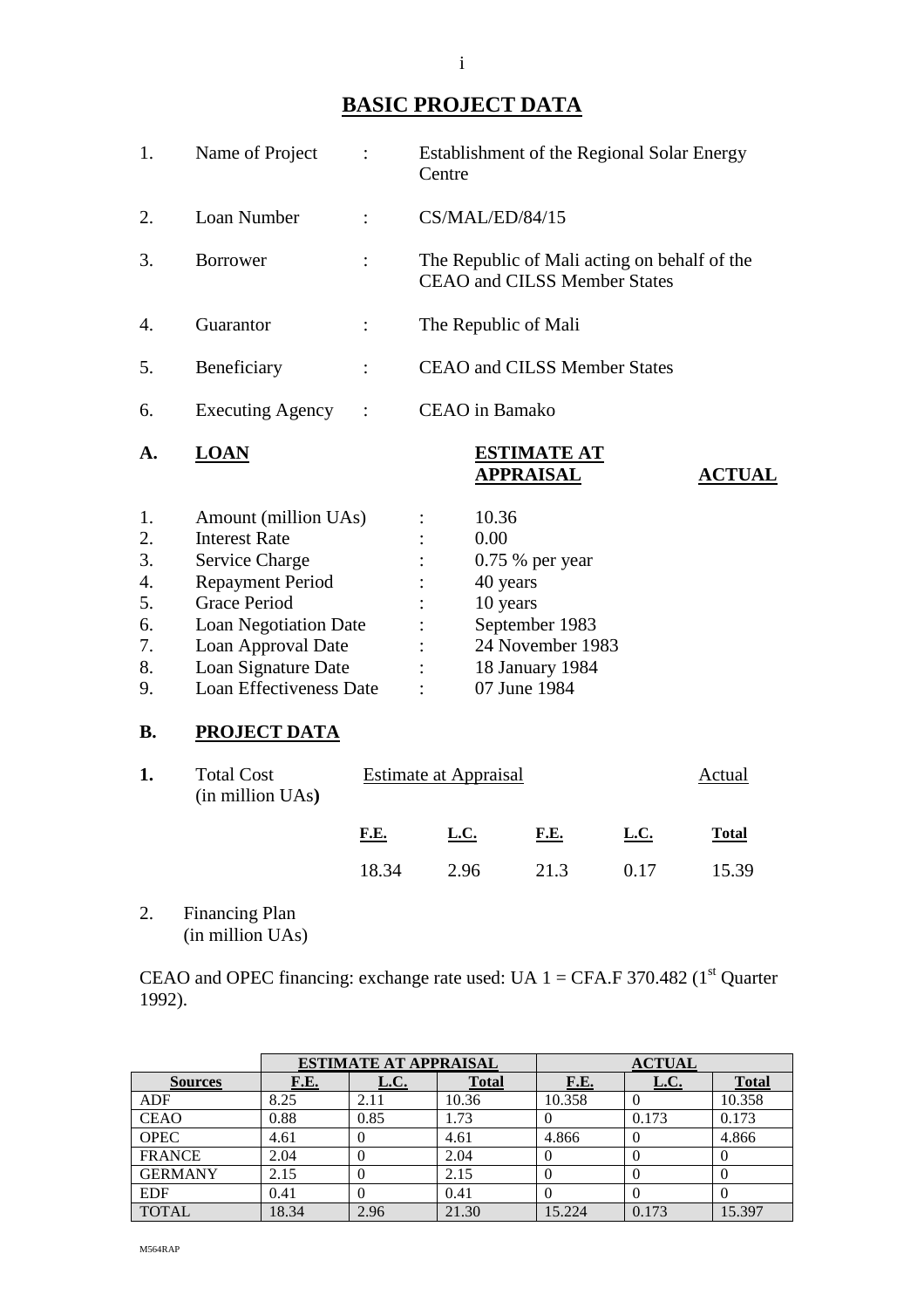# BASIC PROJECT DATA

| | | | |
|---|---|---|---|
| 1. | Name of Project | : | Establishment of the Regional Solar Energy Centre |
| 2. | Loan Number | : | CS/MAL/ED/84/15 |
| 3. | Borrower | : | The Republic of Mali acting on behalf of the CEAO and CILSS Member States |
| 4. | Guarantor | : | The Republic of Mali |
| 5. | Beneficiary | : | CEAO and CILSS Member States |
| 6. | Executing Agency | : | CEAO in Bamako |

## A. LOAN

| | | | ESTIMATE AT APPRAISAL | ACTUAL |
|---|---|---|---|---|
| 1. | Amount (million UAs) | : | 10.36 | |
| 2. | Interest Rate | : | 0.00 | |
| 3. | Service Charge | : | 0.75 % per year | |
| 4. | Repayment Period | : | 40 years | |
| 5. | Grace Period | : | 10 years | |
| 6. | Loan Negotiation Date | : | September 1983 | |
| 7. | Loan Approval Date | : | 24 November 1983 | |
| 8. | Loan Signature Date | : | 18 January 1984 | |
| 9. | Loan Effectiveness Date | : | 07 June 1984 | |

## B. PROJECT DATA

**1.** Total Cost (in million UAs**)**

| Estimate at Appraisal | | | | Actual |
|---|---|---|---|---|
| **F.E.** | **L.C.** | **F.E.** | **L.C.** | **Total** |
| 18.34 | 2.96 | 21.3 | 0.17 | 15.39 |

2. Financing Plan (in million UAs)

CEAO and OPEC financing: exchange rate used: UA 1 = CFA.F 370.482 (1st Quarter 1992).

| | ESTIMATE AT APPRAISAL | | | ACTUAL | | |
|---|---|---|---|---|---|---|
| **Sources** | **F.E.** | **L.C.** | **Total** | **F.E.** | **L.C.** | **Total** |
| ADF | 8.25 | 2.11 | 10.36 | 10.358 | 0 | 10.358 |
| CEAO | 0.88 | 0.85 | 1.73 | 0 | 0.173 | 0.173 |
| OPEC | 4.61 | 0 | 4.61 | 4.866 | 0 | 4.866 |
| FRANCE | 2.04 | 0 | 2.04 | 0 | 0 | 0 |
| GERMANY | 2.15 | 0 | 2.15 | 0 | 0 | 0 |
| EDF | 0.41 | 0 | 0.41 | 0 | 0 | 0 |
| TOTAL | 18.34 | 2.96 | 21.30 | 15.224 | 0.173 | 15.397 |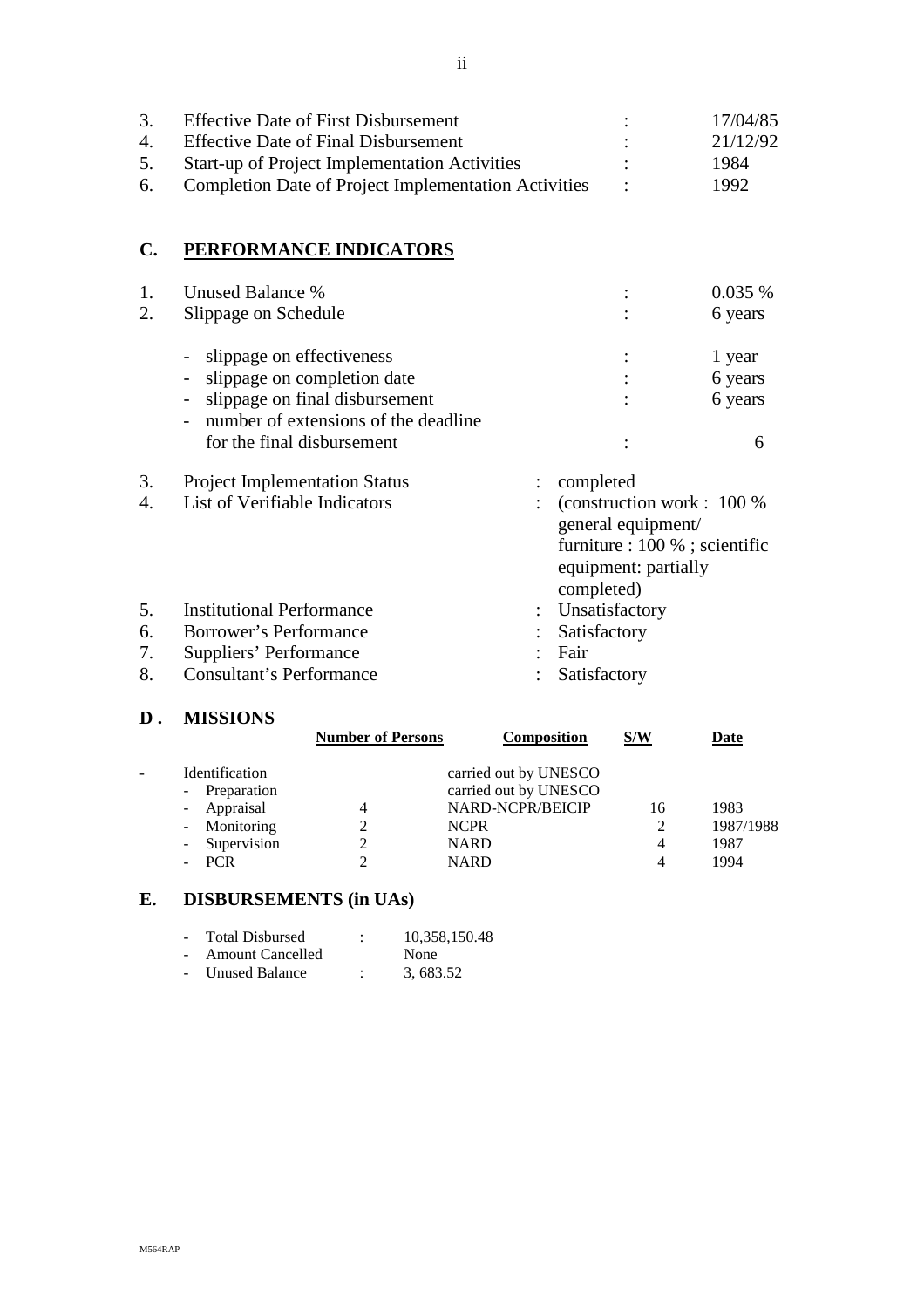3. Effective Date of First Disbursement : 17/04/85
4. Effective Date of Final Disbursement : 21/12/92
5. Start-up of Project Implementation Activities : 1984
6. Completion Date of Project Implementation Activities : 1992

## C. PERFORMANCE INDICATORS

1. Unused Balance % : 0.035 %
2. Slippage on Schedule : 6 years
   - slippage on effectiveness : 1 year
   - slippage on completion date : 6 years
   - slippage on final disbursement : 6 years
   - number of extensions of the deadline for the final disbursement : 6
3. Project Implementation Status : completed
4. List of Verifiable Indicators : (construction work : 100 % general equipment/ furniture : 100 % ; scientific equipment: partially completed)
5. Institutional Performance : Unsatisfactory
6. Borrower's Performance : Satisfactory
7. Suppliers' Performance : Fair
8. Consultant's Performance : Satisfactory

## D. MISSIONS

| | Number of Persons | Composition | S/W | Date |
|---|---|---|---|---|
| - Identification | | carried out by UNESCO | | |
| - Preparation | | carried out by UNESCO | | |
| - Appraisal | 4 | NARD-NCPR/BEICIP | 16 | 1983 |
| - Monitoring | 2 | NCPR | 2 | 1987/1988 |
| - Supervision | 2 | NARD | 4 | 1987 |
| - PCR | 2 | NARD | 4 | 1994 |

## E. DISBURSEMENTS (in UAs)

- Total Disbursed : 10,358,150.48
- Amount Cancelled None
- Unused Balance : 3, 683.52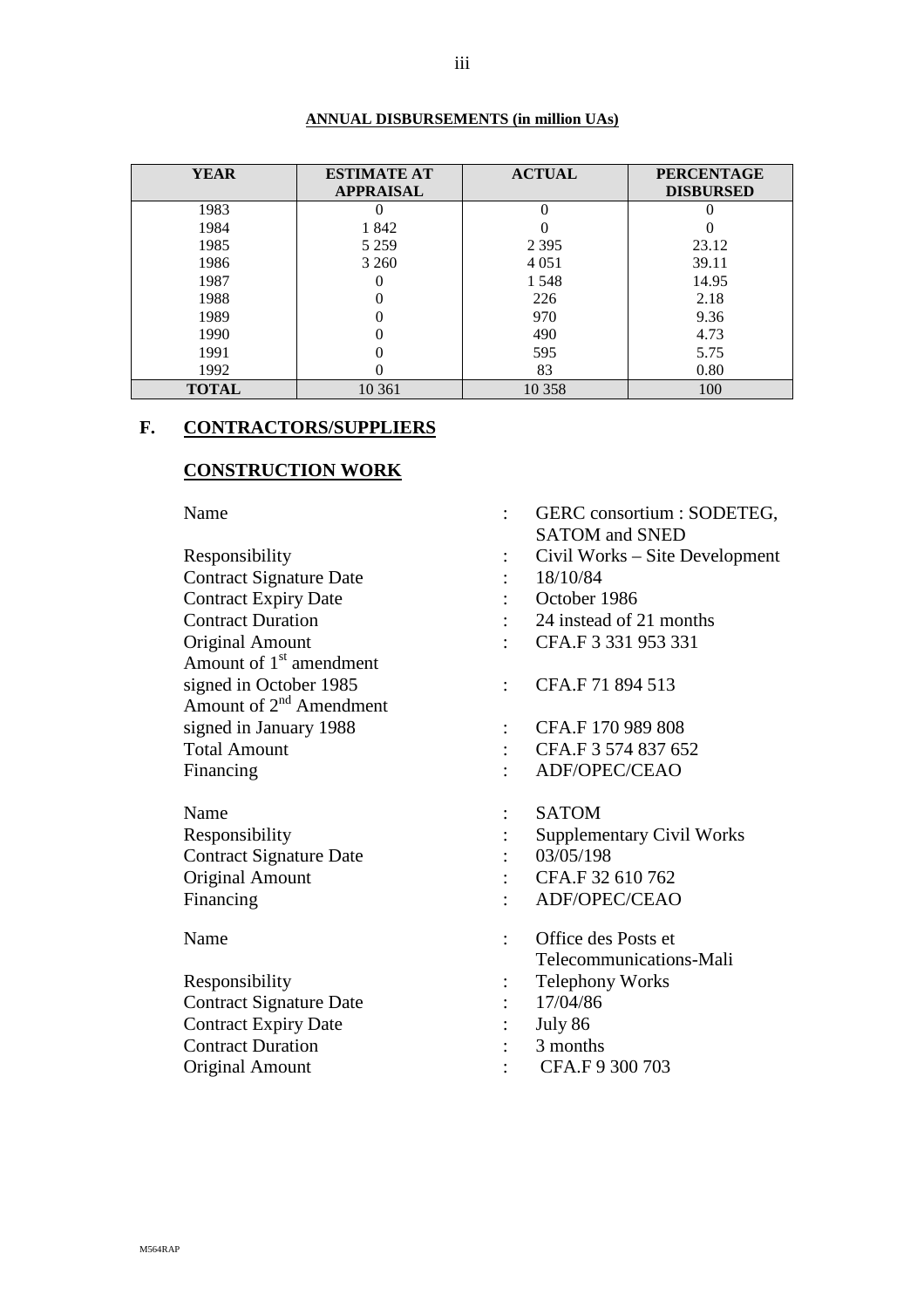**ANNUAL DISBURSEMENTS (in million UAs)**

| YEAR | ESTIMATE AT APPRAISAL | ACTUAL | PERCENTAGE DISBURSED |
|---|---|---|---|
| 1983 | 0 | 0 | 0 |
| 1984 | 1 842 | 0 | 0 |
| 1985 | 5 259 | 2 395 | 23.12 |
| 1986 | 3 260 | 4 051 | 39.11 |
| 1987 | 0 | 1 548 | 14.95 |
| 1988 | 0 | 226 | 2.18 |
| 1989 | 0 | 970 | 9.36 |
| 1990 | 0 | 490 | 4.73 |
| 1991 | 0 | 595 | 5.75 |
| 1992 | 0 | 83 | 0.80 |
| **TOTAL** | 10 361 | 10 358 | 100 |

## F. CONTRACTORS/SUPPLIERS

### CONSTRUCTION WORK

| | | |
|---|---|---|
| Name | : | GERC consortium : SODETEG, SATOM and SNED |
| Responsibility | : | Civil Works – Site Development |
| Contract Signature Date | : | 18/10/84 |
| Contract Expiry Date | : | October 1986 |
| Contract Duration | : | 24 instead of 21 months |
| Original Amount | : | CFA.F 3 331 953 331 |
| Amount of 1st amendment signed in October 1985 | : | CFA.F 71 894 513 |
| Amount of 2nd Amendment signed in January 1988 | : | CFA.F 170 989 808 |
| Total Amount | : | CFA.F 3 574 837 652 |
| Financing | : | ADF/OPEC/CEAO |

| | | |
|---|---|---|
| Name | : | SATOM |
| Responsibility | : | Supplementary Civil Works |
| Contract Signature Date | : | 03/05/198 |
| Original Amount | : | CFA.F 32 610 762 |
| Financing | : | ADF/OPEC/CEAO |

| | | |
|---|---|---|
| Name | : | Office des Posts et Telecommunications-Mali |
| Responsibility | : | Telephony Works |
| Contract Signature Date | : | 17/04/86 |
| Contract Expiry Date | : | July 86 |
| Contract Duration | : | 3 months |
| Original Amount | : | CFA.F 9 300 703 |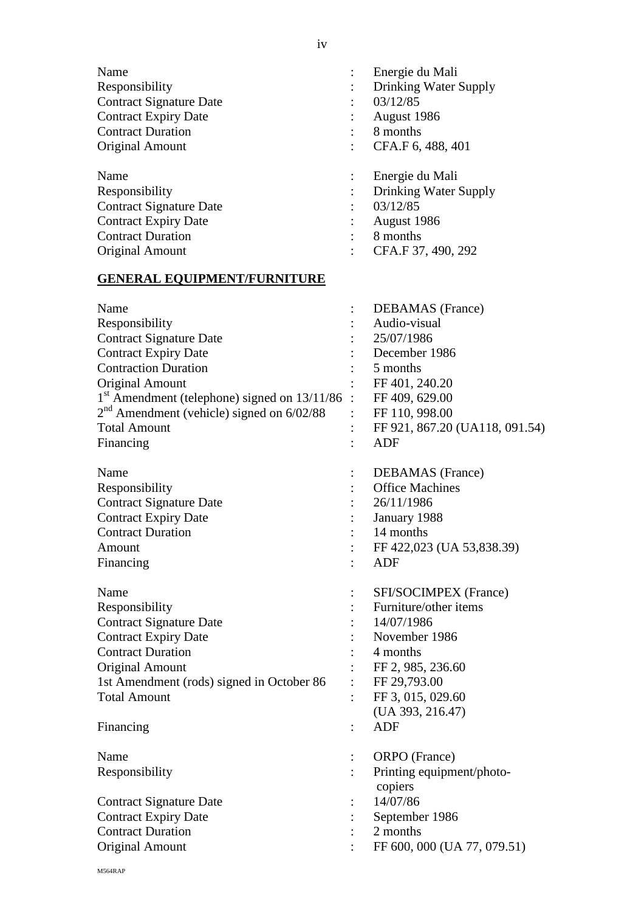| | | |
|---|---|---|
| Name | : | Energie du Mali |
| Responsibility | : | Drinking Water Supply |
| Contract Signature Date | : | 03/12/85 |
| Contract Expiry Date | : | August 1986 |
| Contract Duration | : | 8 months |
| Original Amount | : | CFA.F 6, 488, 401 |

| | | |
|---|---|---|
| Name | : | Energie du Mali |
| Responsibility | : | Drinking Water Supply |
| Contract Signature Date | : | 03/12/85 |
| Contract Expiry Date | : | August 1986 |
| Contract Duration | : | 8 months |
| Original Amount | : | CFA.F 37, 490, 292 |

## GENERAL EQUIPMENT/FURNITURE

| | | |
|---|---|---|
| Name | : | DEBAMAS (France) |
| Responsibility | : | Audio-visual |
| Contract Signature Date | : | 25/07/1986 |
| Contract Expiry Date | : | December 1986 |
| Contraction Duration | : | 5 months |
| Original Amount | : | FF 401, 240.20 |
| 1st Amendment (telephone) signed on 13/11/86 | : | FF 409, 629.00 |
| 2nd Amendment (vehicle) signed on 6/02/88 | : | FF 110, 998.00 |
| Total Amount | : | FF 921, 867.20 (UA118, 091.54) |
| Financing | : | ADF |

| | | |
|---|---|---|
| Name | : | DEBAMAS (France) |
| Responsibility | : | Office Machines |
| Contract Signature Date | : | 26/11/1986 |
| Contract Expiry Date | : | January 1988 |
| Contract Duration | : | 14 months |
| Amount | : | FF 422,023 (UA 53,838.39) |
| Financing | : | ADF |

| | | |
|---|---|---|
| Name | : | SFI/SOCIMPEX (France) |
| Responsibility | : | Furniture/other items |
| Contract Signature Date | : | 14/07/1986 |
| Contract Expiry Date | : | November 1986 |
| Contract Duration | : | 4 months |
| Original Amount | : | FF 2, 985, 236.60 |
| 1st Amendment (rods) signed in October 86 | : | FF 29,793.00 |
| Total Amount | : | FF 3, 015, 029.60 (UA 393, 216.47) |
| Financing | : | ADF |

| | | |
|---|---|---|
| Name | : | ORPO (France) |
| Responsibility | : | Printing equipment/photo-copiers |
| Contract Signature Date | : | 14/07/86 |
| Contract Expiry Date | : | September 1986 |
| Contract Duration | : | 2 months |
| Original Amount | : | FF 600, 000 (UA 77, 079.51) |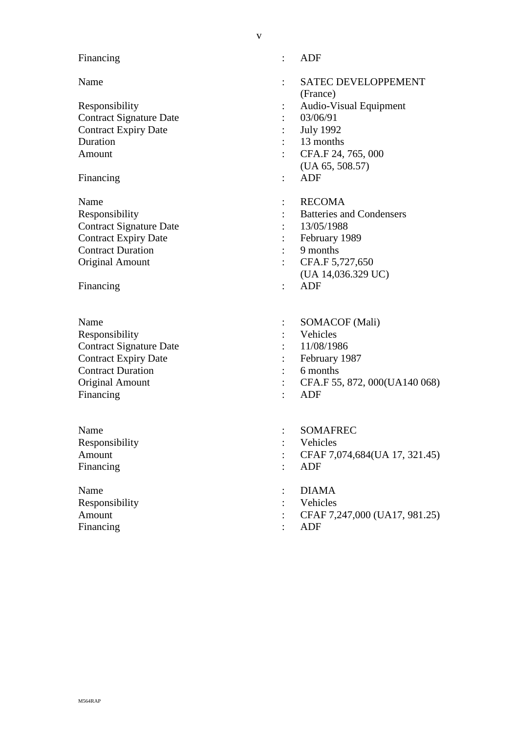Financing : ADF

Name : SATEC DEVELOPPEMENT (France)
Responsibility : Audio-Visual Equipment
Contract Signature Date : 03/06/91
Contract Expiry Date : July 1992
Duration : 13 months
Amount : CFA.F 24, 765, 000 (UA 65, 508.57)
Financing : ADF

Name : RECOMA
Responsibility : Batteries and Condensers
Contract Signature Date : 13/05/1988
Contract Expiry Date : February 1989
Contract Duration : 9 months
Original Amount : CFA.F 5,727,650 (UA 14,036.329 UC)
Financing : ADF

Name : SOMACOF (Mali)
Responsibility : Vehicles
Contract Signature Date : 11/08/1986
Contract Expiry Date : February 1987
Contract Duration : 6 months
Original Amount : CFA.F 55, 872, 000(UA140 068)
Financing : ADF

Name : SOMAFREC
Responsibility : Vehicles
Amount : CFAF 7,074,684(UA 17, 321.45)
Financing : ADF

Name : DIAMA
Responsibility : Vehicles
Amount : CFAF 7,247,000 (UA17, 981.25)
Financing : ADF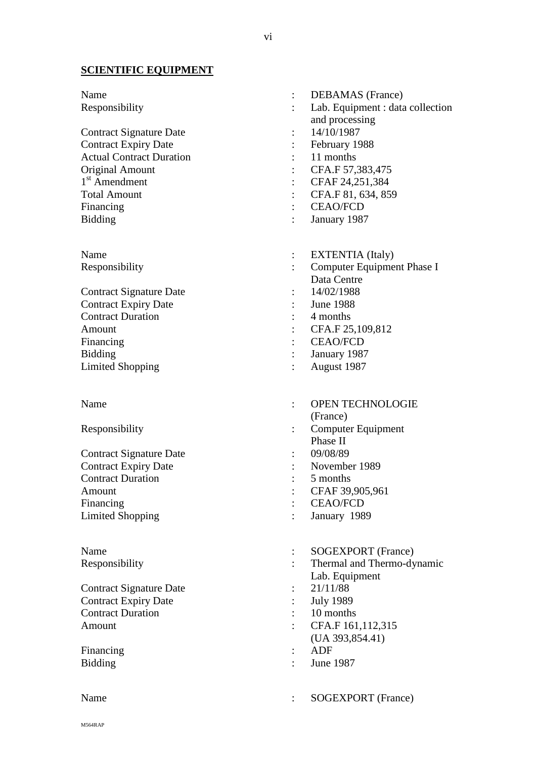**SCIENTIFIC EQUIPMENT**

| | | |
|---|---|---|
| Name | : | DEBAMAS (France) |
| Responsibility | : | Lab. Equipment : data collection and processing |
| Contract Signature Date | : | 14/10/1987 |
| Contract Expiry Date | : | February 1988 |
| Actual Contract Duration | : | 11 months |
| Original Amount | : | CFA.F 57,383,475 |
| 1st Amendment | : | CFAF 24,251,384 |
| Total Amount | : | CFA.F 81, 634, 859 |
| Financing | : | CEAO/FCD |
| Bidding | : | January 1987 |

| | | |
|---|---|---|
| Name | : | EXTENTIA (Italy) |
| Responsibility | : | Computer Equipment Phase I Data Centre |
| Contract Signature Date | : | 14/02/1988 |
| Contract Expiry Date | : | June 1988 |
| Contract Duration | : | 4 months |
| Amount | : | CFA.F 25,109,812 |
| Financing | : | CEAO/FCD |
| Bidding | : | January 1987 |
| Limited Shopping | : | August 1987 |

| | | |
|---|---|---|
| Name | : | OPEN TECHNOLOGIE (France) |
| Responsibility | : | Computer Equipment Phase II |
| Contract Signature Date | : | 09/08/89 |
| Contract Expiry Date | : | November 1989 |
| Contract Duration | : | 5 months |
| Amount | : | CFAF 39,905,961 |
| Financing | : | CEAO/FCD |
| Limited Shopping | : | January 1989 |

| | | |
|---|---|---|
| Name | : | SOGEXPORT (France) |
| Responsibility | : | Thermal and Thermo-dynamic Lab. Equipment |
| Contract Signature Date | : | 21/11/88 |
| Contract Expiry Date | : | July 1989 |
| Contract Duration | : | 10 months |
| Amount | : | CFA.F 161,112,315 (UA 393,854.41) |
| Financing | : | ADF |
| Bidding | : | June 1987 |

| | | |
|---|---|---|
| Name | : | SOGEXPORT (France) |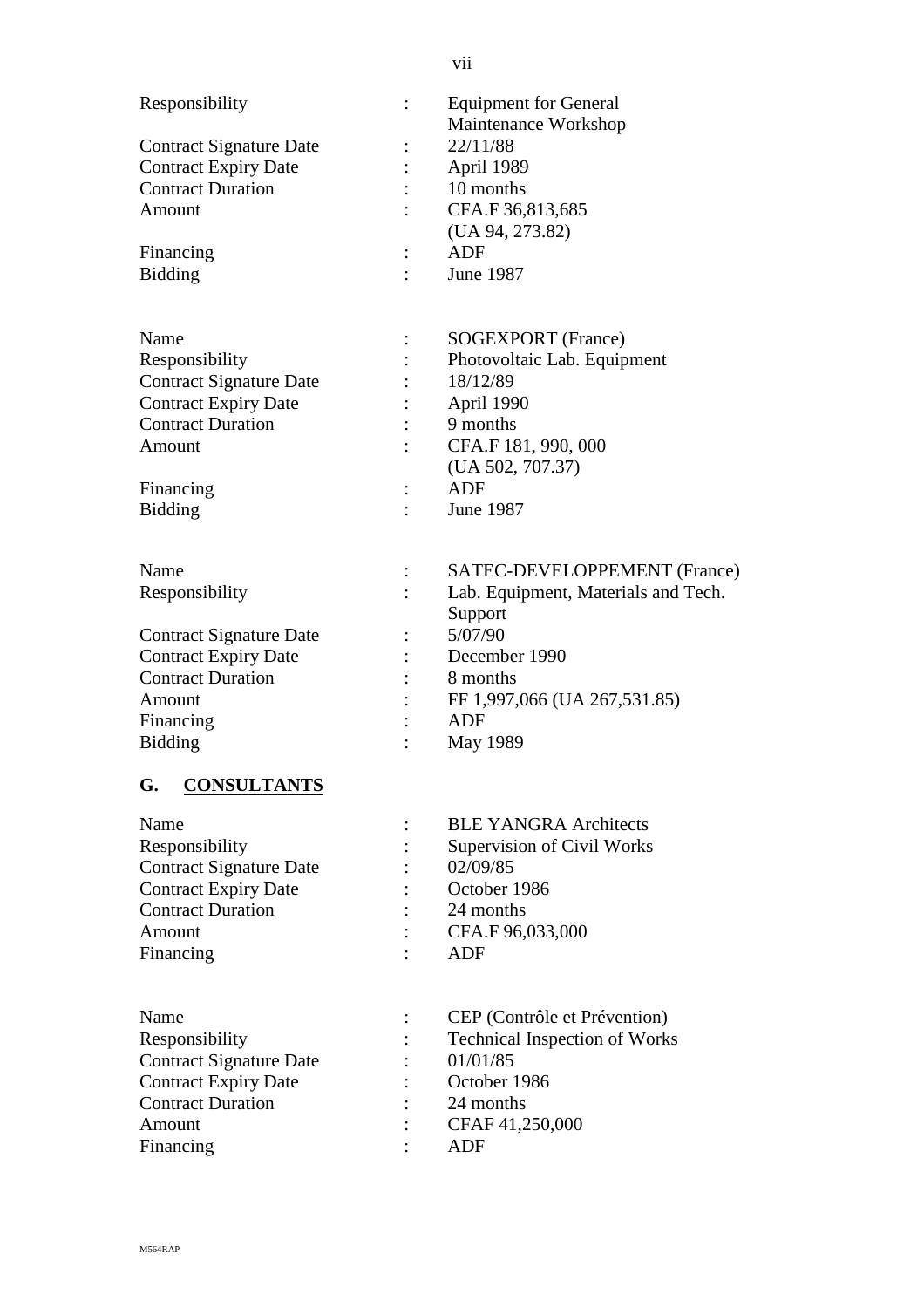| | | |
|---|---|---|
| Responsibility | : | Equipment for General Maintenance Workshop |
| Contract Signature Date | : | 22/11/88 |
| Contract Expiry Date | : | April 1989 |
| Contract Duration | : | 10 months |
| Amount | : | CFA.F 36,813,685 (UA 94, 273.82) |
| Financing | : | ADF |
| Bidding | : | June 1987 |

| | | |
|---|---|---|
| Name | : | SOGEXPORT (France) |
| Responsibility | : | Photovoltaic Lab. Equipment |
| Contract Signature Date | : | 18/12/89 |
| Contract Expiry Date | : | April 1990 |
| Contract Duration | : | 9 months |
| Amount | : | CFA.F 181, 990, 000 (UA 502, 707.37) |
| Financing | : | ADF |
| Bidding | : | June 1987 |

| | | |
|---|---|---|
| Name | : | SATEC-DEVELOPPEMENT (France) |
| Responsibility | : | Lab. Equipment, Materials and Tech. Support |
| Contract Signature Date | : | 5/07/90 |
| Contract Expiry Date | : | December 1990 |
| Contract Duration | : | 8 months |
| Amount | : | FF 1,997,066 (UA 267,531.85) |
| Financing | : | ADF |
| Bidding | : | May 1989 |

## G. CONSULTANTS

| | | |
|---|---|---|
| Name | : | BLE YANGRA Architects |
| Responsibility | : | Supervision of Civil Works |
| Contract Signature Date | : | 02/09/85 |
| Contract Expiry Date | : | October 1986 |
| Contract Duration | : | 24 months |
| Amount | : | CFA.F 96,033,000 |
| Financing | : | ADF |

| | | |
|---|---|---|
| Name | : | CEP (Contrôle et Prévention) |
| Responsibility | : | Technical Inspection of Works |
| Contract Signature Date | : | 01/01/85 |
| Contract Expiry Date | : | October 1986 |
| Contract Duration | : | 24 months |
| Amount | : | CFAF 41,250,000 |
| Financing | : | ADF |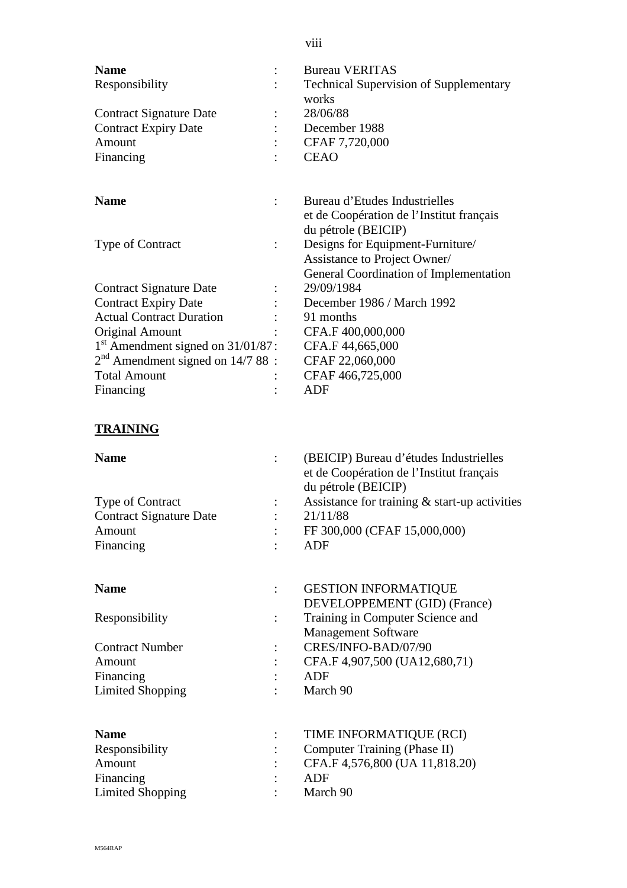| | | |
|---|---|---|
| **Name** | : | Bureau VERITAS |
| Responsibility | : | Technical Supervision of Supplementary works |
| Contract Signature Date | : | 28/06/88 |
| Contract Expiry Date | : | December 1988 |
| Amount | : | CFAF 7,720,000 |
| Financing | : | CEAO |

| | | |
|---|---|---|
| **Name** | : | Bureau d'Etudes Industrielles et de Coopération de l'Institut français du pétrole (BEICIP) |
| Type of Contract | : | Designs for Equipment-Furniture/ Assistance to Project Owner/ General Coordination of Implementation |
| Contract Signature Date | : | 29/09/1984 |
| Contract Expiry Date | : | December 1986 / March 1992 |
| Actual Contract Duration | : | 91 months |
| Original Amount | : | CFA.F 400,000,000 |
| 1st Amendment signed on 31/01/87 | : | CFA.F 44,665,000 |
| 2nd Amendment signed on 14/7 88 | : | CFAF 22,060,000 |
| Total Amount | : | CFAF 466,725,000 |
| Financing | : | ADF |

**TRAINING**

| | | |
|---|---|---|
| **Name** | : | (BEICIP) Bureau d'études Industrielles et de Coopération de l'Institut français du pétrole (BEICIP) |
| Type of Contract | : | Assistance for training & start-up activities |
| Contract Signature Date | : | 21/11/88 |
| Amount | : | FF 300,000 (CFAF 15,000,000) |
| Financing | : | ADF |

| | | |
|---|---|---|
| **Name** | : | GESTION INFORMATIQUE DEVELOPPEMENT (GID) (France) |
| Responsibility | : | Training in Computer Science and Management Software |
| Contract Number | : | CRES/INFO-BAD/07/90 |
| Amount | : | CFA.F 4,907,500 (UA12,680,71) |
| Financing | : | ADF |
| Limited Shopping | : | March 90 |

| | | |
|---|---|---|
| **Name** | : | TIME INFORMATIQUE (RCI) |
| Responsibility | : | Computer Training (Phase II) |
| Amount | : | CFA.F 4,576,800 (UA 11,818.20) |
| Financing | : | ADF |
| Limited Shopping | : | March 90 |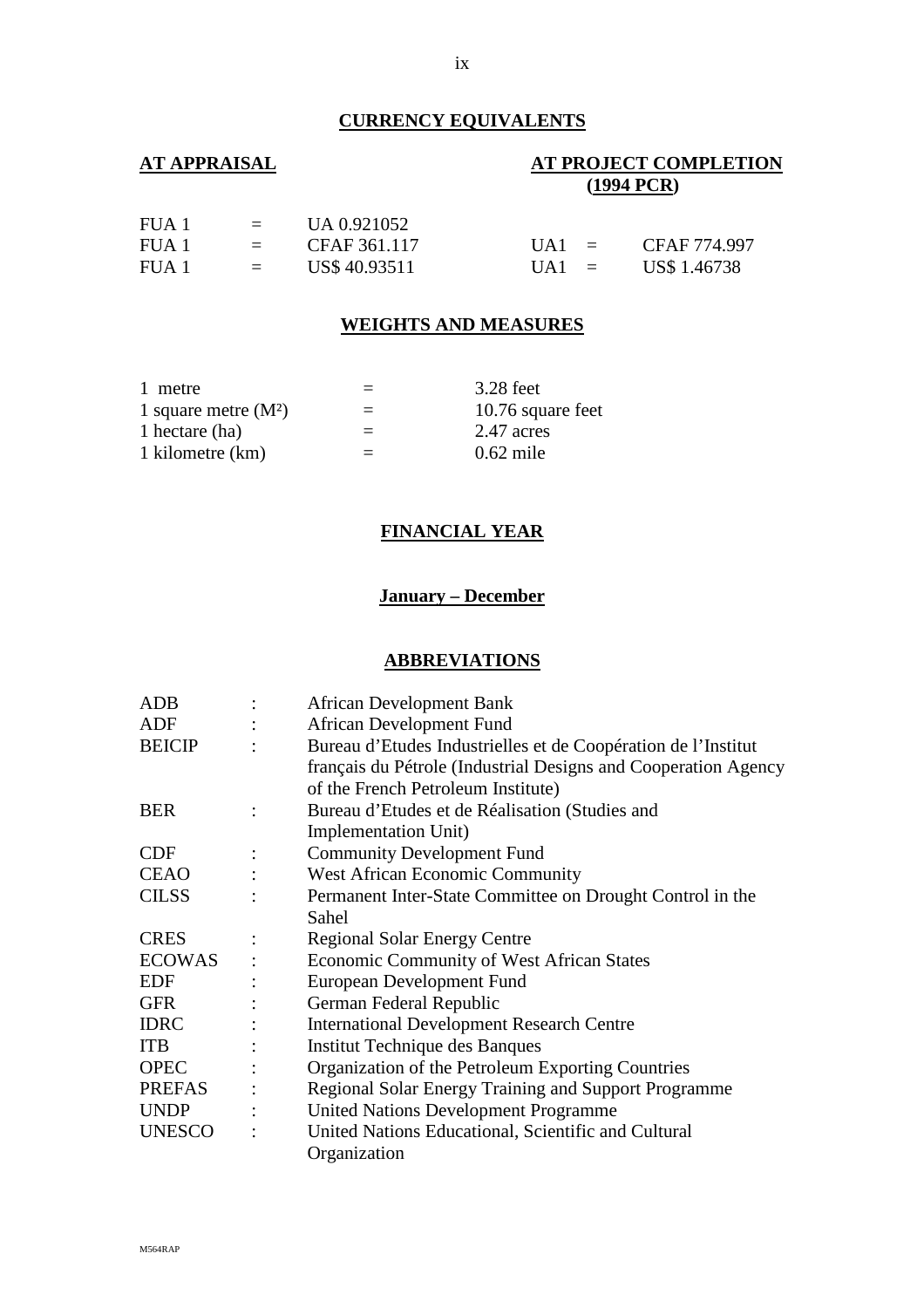## CURRENCY EQUIVALENTS

| **AT APPRAISAL** | | | **AT PROJECT COMPLETION (1994 PCR)** | | |
|---|---|---|---|---|---|
| FUA 1 | = | UA 0.921052 | | | |
| FUA 1 | = | CFAF 361.117 | UA1 | = | CFAF 774.997 |
| FUA 1 | = | US$ 40.93511 | UA1 | = | US$ 1.46738 |

## WEIGHTS AND MEASURES

| | | |
|---|---|---|
| 1 metre | = | 3.28 feet |
| 1 square metre ($M^2$) | = | 10.76 square feet |
| 1 hectare (ha) | = | 2.47 acres |
| 1 kilometre (km) | = | 0.62 mile |

## FINANCIAL YEAR

**January – December**

## ABBREVIATIONS

| | | |
|---|---|---|
| ADB | : | African Development Bank |
| ADF | : | African Development Fund |
| BEICIP | : | Bureau d'Etudes Industrielles et de Coopération de l'Institut français du Pétrole (Industrial Designs and Cooperation Agency of the French Petroleum Institute) |
| BER | : | Bureau d'Etudes et de Réalisation (Studies and Implementation Unit) |
| CDF | : | Community Development Fund |
| CEAO | : | West African Economic Community |
| CILSS | : | Permanent Inter-State Committee on Drought Control in the Sahel |
| CRES | : | Regional Solar Energy Centre |
| ECOWAS | : | Economic Community of West African States |
| EDF | : | European Development Fund |
| GFR | : | German Federal Republic |
| IDRC | : | International Development Research Centre |
| ITB | : | Institut Technique des Banques |
| OPEC | : | Organization of the Petroleum Exporting Countries |
| PREFAS | : | Regional Solar Energy Training and Support Programme |
| UNDP | : | United Nations Development Programme |
| UNESCO | : | United Nations Educational, Scientific and Cultural Organization |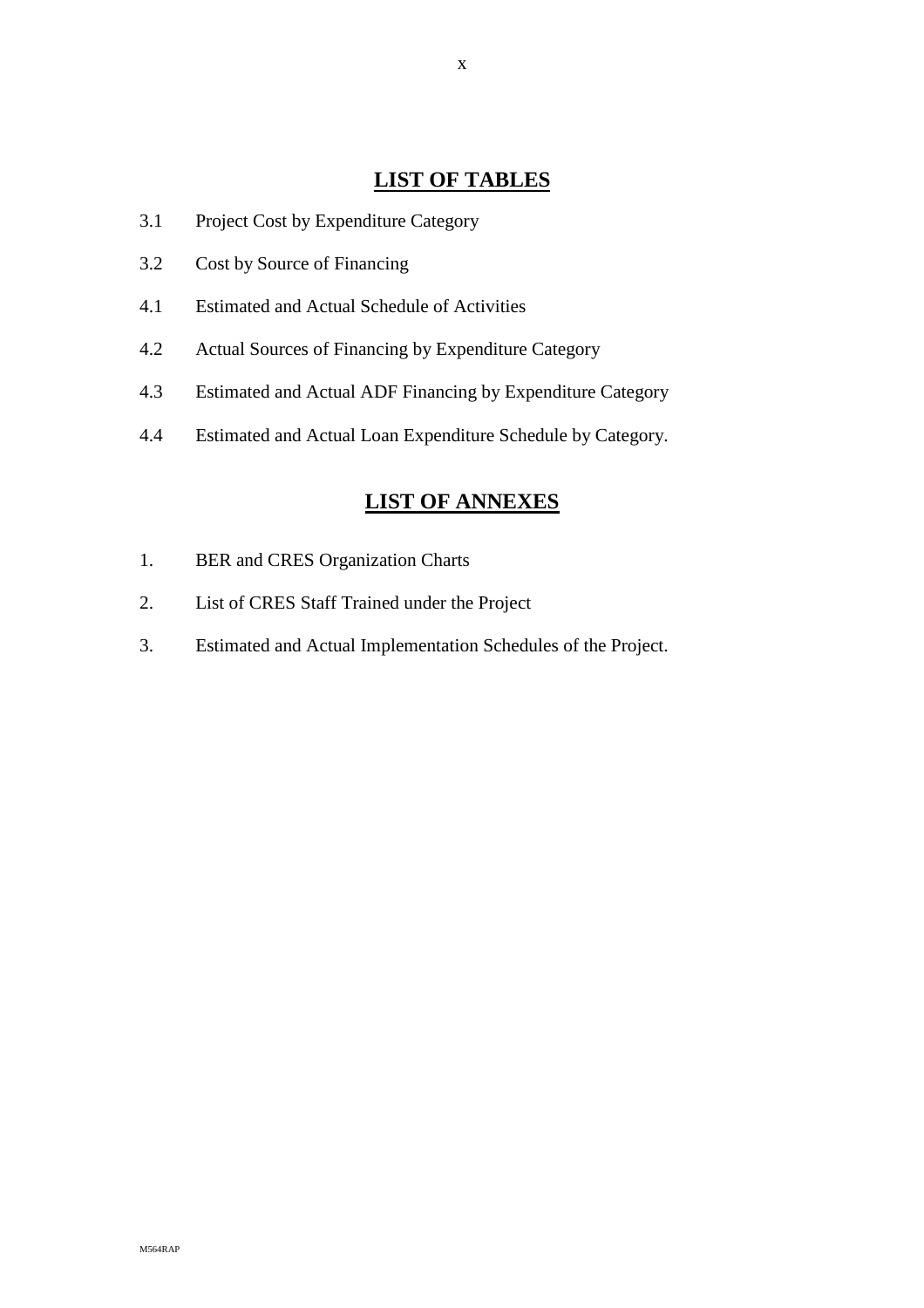## LIST OF TABLES

3.1 Project Cost by Expenditure Category

3.2 Cost by Source of Financing

4.1 Estimated and Actual Schedule of Activities

4.2 Actual Sources of Financing by Expenditure Category

4.3 Estimated and Actual ADF Financing by Expenditure Category

4.4 Estimated and Actual Loan Expenditure Schedule by Category.

## LIST OF ANNEXES

1. BER and CRES Organization Charts
2. List of CRES Staff Trained under the Project
3. Estimated and Actual Implementation Schedules of the Project.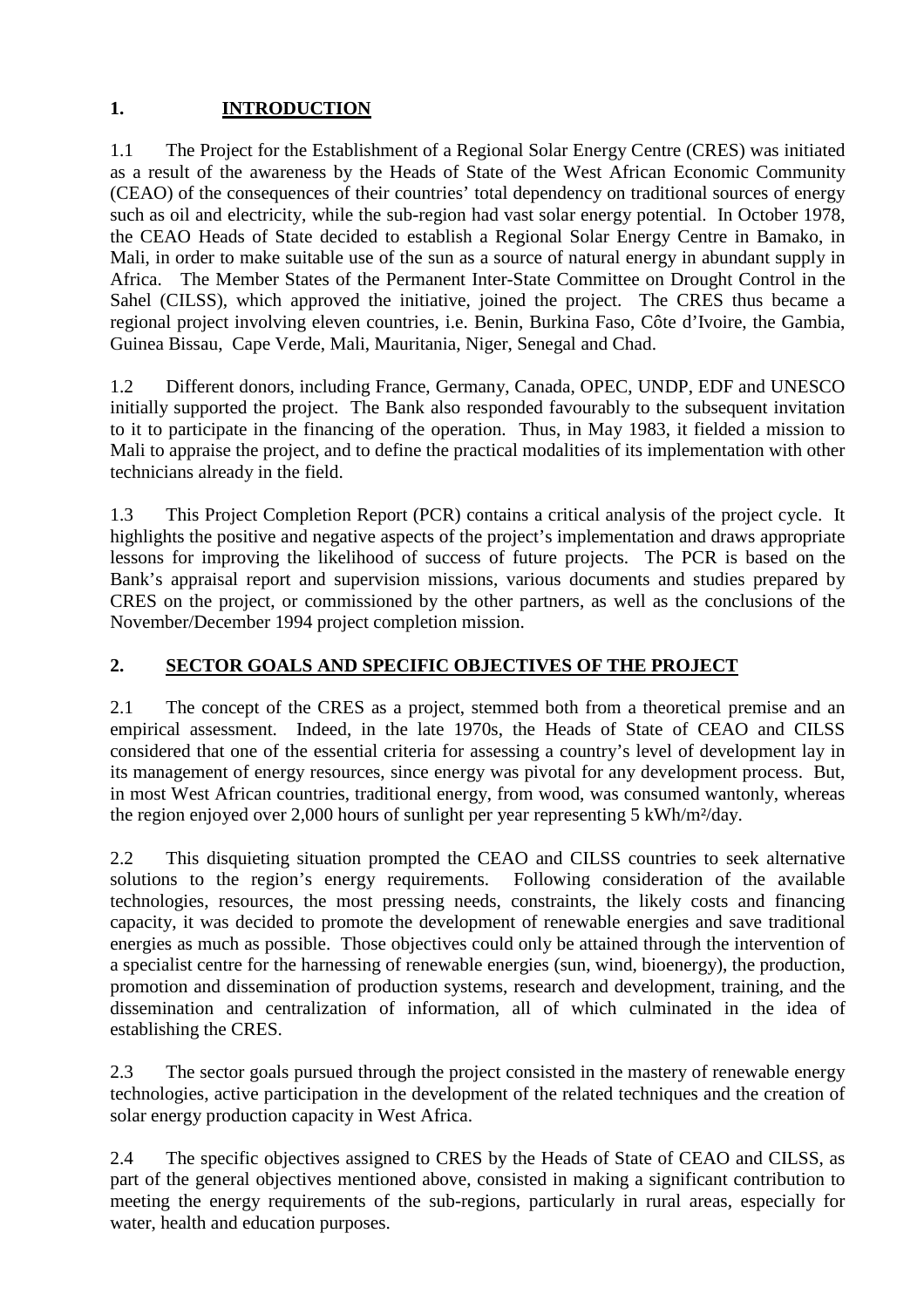## 1. INTRODUCTION

1.1 The Project for the Establishment of a Regional Solar Energy Centre (CRES) was initiated as a result of the awareness by the Heads of State of the West African Economic Community (CEAO) of the consequences of their countries' total dependency on traditional sources of energy such as oil and electricity, while the sub-region had vast solar energy potential. In October 1978, the CEAO Heads of State decided to establish a Regional Solar Energy Centre in Bamako, in Mali, in order to make suitable use of the sun as a source of natural energy in abundant supply in Africa. The Member States of the Permanent Inter-State Committee on Drought Control in the Sahel (CILSS), which approved the initiative, joined the project. The CRES thus became a regional project involving eleven countries, i.e. Benin, Burkina Faso, Côte d'Ivoire, the Gambia, Guinea Bissau, Cape Verde, Mali, Mauritania, Niger, Senegal and Chad.

1.2 Different donors, including France, Germany, Canada, OPEC, UNDP, EDF and UNESCO initially supported the project. The Bank also responded favourably to the subsequent invitation to it to participate in the financing of the operation. Thus, in May 1983, it fielded a mission to Mali to appraise the project, and to define the practical modalities of its implementation with other technicians already in the field.

1.3 This Project Completion Report (PCR) contains a critical analysis of the project cycle. It highlights the positive and negative aspects of the project's implementation and draws appropriate lessons for improving the likelihood of success of future projects. The PCR is based on the Bank's appraisal report and supervision missions, various documents and studies prepared by CRES on the project, or commissioned by the other partners, as well as the conclusions of the November/December 1994 project completion mission.

## 2. SECTOR GOALS AND SPECIFIC OBJECTIVES OF THE PROJECT

2.1 The concept of the CRES as a project, stemmed both from a theoretical premise and an empirical assessment. Indeed, in the late 1970s, the Heads of State of CEAO and CILSS considered that one of the essential criteria for assessing a country's level of development lay in its management of energy resources, since energy was pivotal for any development process. But, in most West African countries, traditional energy, from wood, was consumed wantonly, whereas the region enjoyed over 2,000 hours of sunlight per year representing 5 kWh/m²/day.

2.2 This disquieting situation prompted the CEAO and CILSS countries to seek alternative solutions to the region's energy requirements. Following consideration of the available technologies, resources, the most pressing needs, constraints, the likely costs and financing capacity, it was decided to promote the development of renewable energies and save traditional energies as much as possible. Those objectives could only be attained through the intervention of a specialist centre for the harnessing of renewable energies (sun, wind, bioenergy), the production, promotion and dissemination of production systems, research and development, training, and the dissemination and centralization of information, all of which culminated in the idea of establishing the CRES.

2.3 The sector goals pursued through the project consisted in the mastery of renewable energy technologies, active participation in the development of the related techniques and the creation of solar energy production capacity in West Africa.

2.4 The specific objectives assigned to CRES by the Heads of State of CEAO and CILSS, as part of the general objectives mentioned above, consisted in making a significant contribution to meeting the energy requirements of the sub-regions, particularly in rural areas, especially for water, health and education purposes.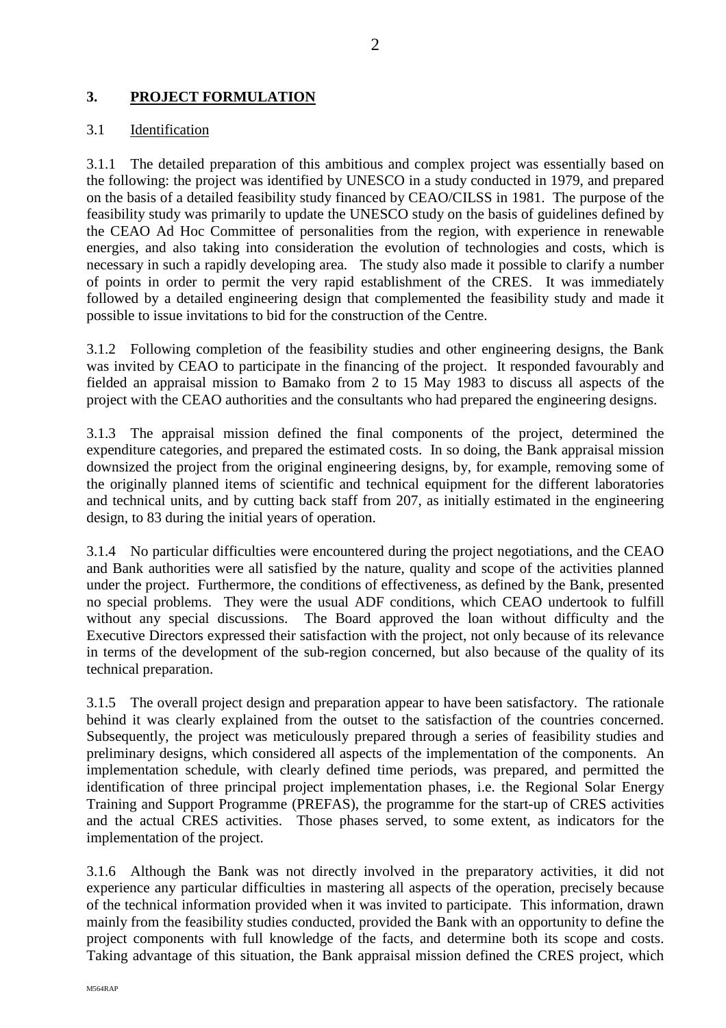## 3. PROJECT FORMULATION

### 3.1 Identification

3.1.1 The detailed preparation of this ambitious and complex project was essentially based on the following: the project was identified by UNESCO in a study conducted in 1979, and prepared on the basis of a detailed feasibility study financed by CEAO/CILSS in 1981. The purpose of the feasibility study was primarily to update the UNESCO study on the basis of guidelines defined by the CEAO Ad Hoc Committee of personalities from the region, with experience in renewable energies, and also taking into consideration the evolution of technologies and costs, which is necessary in such a rapidly developing area. The study also made it possible to clarify a number of points in order to permit the very rapid establishment of the CRES. It was immediately followed by a detailed engineering design that complemented the feasibility study and made it possible to issue invitations to bid for the construction of the Centre.

3.1.2 Following completion of the feasibility studies and other engineering designs, the Bank was invited by CEAO to participate in the financing of the project. It responded favourably and fielded an appraisal mission to Bamako from 2 to 15 May 1983 to discuss all aspects of the project with the CEAO authorities and the consultants who had prepared the engineering designs.

3.1.3 The appraisal mission defined the final components of the project, determined the expenditure categories, and prepared the estimated costs. In so doing, the Bank appraisal mission downsized the project from the original engineering designs, by, for example, removing some of the originally planned items of scientific and technical equipment for the different laboratories and technical units, and by cutting back staff from 207, as initially estimated in the engineering design, to 83 during the initial years of operation.

3.1.4 No particular difficulties were encountered during the project negotiations, and the CEAO and Bank authorities were all satisfied by the nature, quality and scope of the activities planned under the project. Furthermore, the conditions of effectiveness, as defined by the Bank, presented no special problems. They were the usual ADF conditions, which CEAO undertook to fulfill without any special discussions. The Board approved the loan without difficulty and the Executive Directors expressed their satisfaction with the project, not only because of its relevance in terms of the development of the sub-region concerned, but also because of the quality of its technical preparation.

3.1.5 The overall project design and preparation appear to have been satisfactory. The rationale behind it was clearly explained from the outset to the satisfaction of the countries concerned. Subsequently, the project was meticulously prepared through a series of feasibility studies and preliminary designs, which considered all aspects of the implementation of the components. An implementation schedule, with clearly defined time periods, was prepared, and permitted the identification of three principal project implementation phases, i.e. the Regional Solar Energy Training and Support Programme (PREFAS), the programme for the start-up of CRES activities and the actual CRES activities. Those phases served, to some extent, as indicators for the implementation of the project.

3.1.6 Although the Bank was not directly involved in the preparatory activities, it did not experience any particular difficulties in mastering all aspects of the operation, precisely because of the technical information provided when it was invited to participate. This information, drawn mainly from the feasibility studies conducted, provided the Bank with an opportunity to define the project components with full knowledge of the facts, and determine both its scope and costs. Taking advantage of this situation, the Bank appraisal mission defined the CRES project, which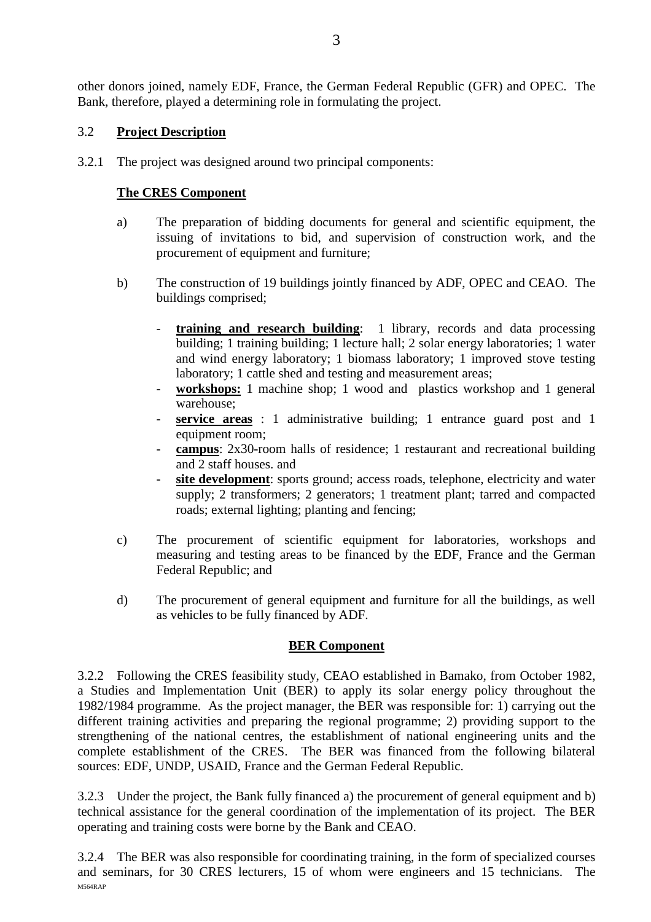other donors joined, namely EDF, France, the German Federal Republic (GFR) and OPEC. The Bank, therefore, played a determining role in formulating the project.

### 3.2 **Project Description**

3.2.1 The project was designed around two principal components:

**The CRES Component**

a) The preparation of bidding documents for general and scientific equipment, the issuing of invitations to bid, and supervision of construction work, and the procurement of equipment and furniture;

b) The construction of 19 buildings jointly financed by ADF, OPEC and CEAO. The buildings comprised;

- **training and research building**: 1 library, records and data processing building; 1 training building; 1 lecture hall; 2 solar energy laboratories; 1 water and wind energy laboratory; 1 biomass laboratory; 1 improved stove testing laboratory; 1 cattle shed and testing and measurement areas;
- **workshops:** 1 machine shop; 1 wood and plastics workshop and 1 general warehouse;
- **service areas** : 1 administrative building; 1 entrance guard post and 1 equipment room;
- **campus**: 2x30-room halls of residence; 1 restaurant and recreational building and 2 staff houses. and
- **site development**: sports ground; access roads, telephone, electricity and water supply; 2 transformers; 2 generators; 1 treatment plant; tarred and compacted roads; external lighting; planting and fencing;

c) The procurement of scientific equipment for laboratories, workshops and measuring and testing areas to be financed by the EDF, France and the German Federal Republic; and

d) The procurement of general equipment and furniture for all the buildings, as well as vehicles to be fully financed by ADF.

**BER Component**

3.2.2 Following the CRES feasibility study, CEAO established in Bamako, from October 1982, a Studies and Implementation Unit (BER) to apply its solar energy policy throughout the 1982/1984 programme. As the project manager, the BER was responsible for: 1) carrying out the different training activities and preparing the regional programme; 2) providing support to the strengthening of the national centres, the establishment of national engineering units and the complete establishment of the CRES. The BER was financed from the following bilateral sources: EDF, UNDP, USAID, France and the German Federal Republic.

3.2.3 Under the project, the Bank fully financed a) the procurement of general equipment and b) technical assistance for the general coordination of the implementation of its project. The BER operating and training costs were borne by the Bank and CEAO.

3.2.4 The BER was also responsible for coordinating training, in the form of specialized courses and seminars, for 30 CRES lecturers, 15 of whom were engineers and 15 technicians. The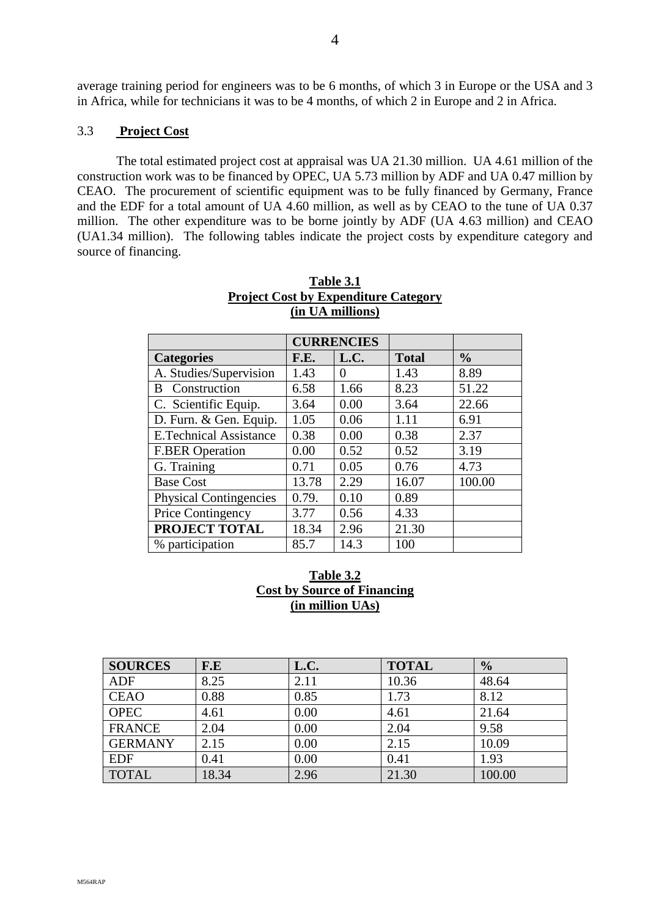average training period for engineers was to be 6 months, of which 3 in Europe or the USA and 3 in Africa, while for technicians it was to be 4 months, of which 2 in Europe and 2 in Africa.

### 3.3 **Project Cost**

The total estimated project cost at appraisal was UA 21.30 million. UA 4.61 million of the construction work was to be financed by OPEC, UA 5.73 million by ADF and UA 0.47 million by CEAO. The procurement of scientific equipment was to be fully financed by Germany, France and the EDF for a total amount of UA 4.60 million, as well as by CEAO to the tune of UA 0.37 million. The other expenditure was to be borne jointly by ADF (UA 4.63 million) and CEAO (UA1.34 million). The following tables indicate the project costs by expenditure category and source of financing.

**Table 3.1**
**Project Cost by Expenditure Category**
**(in UA millions)**

| | **CURRENCIES** | | | |
|---|---|---|---|---|
| **Categories** | **F.E.** | **L.C.** | **Total** | **%** |
| A. Studies/Supervision | 1.43 | 0 | 1.43 | 8.89 |
| B Construction | 6.58 | 1.66 | 8.23 | 51.22 |
| C. Scientific Equip. | 3.64 | 0.00 | 3.64 | 22.66 |
| D. Furn. & Gen. Equip. | 1.05 | 0.06 | 1.11 | 6.91 |
| E.Technical Assistance | 0.38 | 0.00 | 0.38 | 2.37 |
| F.BER Operation | 0.00 | 0.52 | 0.52 | 3.19 |
| G. Training | 0.71 | 0.05 | 0.76 | 4.73 |
| Base Cost | 13.78 | 2.29 | 16.07 | 100.00 |
| Physical Contingencies | 0.79. | 0.10 | 0.89 | |
| Price Contingency | 3.77 | 0.56 | 4.33 | |
| **PROJECT TOTAL** | 18.34 | 2.96 | 21.30 | |
| % participation | 85.7 | 14.3 | 100 | |

**Table 3.2**
**Cost by Source of Financing**
**(in million UAs)**

| **SOURCES** | **F.E** | **L.C.** | **TOTAL** | **%** |
|---|---|---|---|---|
| ADF | 8.25 | 2.11 | 10.36 | 48.64 |
| CEAO | 0.88 | 0.85 | 1.73 | 8.12 |
| OPEC | 4.61 | 0.00 | 4.61 | 21.64 |
| FRANCE | 2.04 | 0.00 | 2.04 | 9.58 |
| GERMANY | 2.15 | 0.00 | 2.15 | 10.09 |
| EDF | 0.41 | 0.00 | 0.41 | 1.93 |
| TOTAL | 18.34 | 2.96 | 21.30 | 100.00 |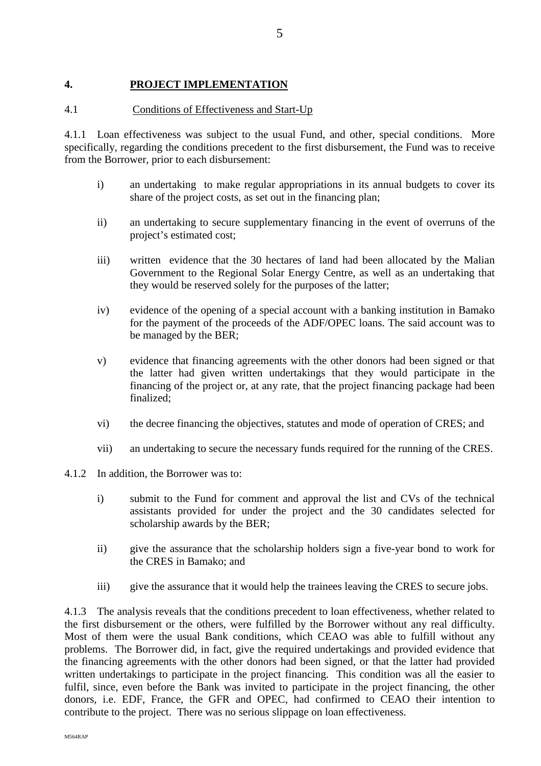## 4. PROJECT IMPLEMENTATION

### 4.1 Conditions of Effectiveness and Start-Up

4.1.1 Loan effectiveness was subject to the usual Fund, and other, special conditions. More specifically, regarding the conditions precedent to the first disbursement, the Fund was to receive from the Borrower, prior to each disbursement:

i) an undertaking to make regular appropriations in its annual budgets to cover its share of the project costs, as set out in the financing plan;

ii) an undertaking to secure supplementary financing in the event of overruns of the project's estimated cost;

iii) written evidence that the 30 hectares of land had been allocated by the Malian Government to the Regional Solar Energy Centre, as well as an undertaking that they would be reserved solely for the purposes of the latter;

iv) evidence of the opening of a special account with a banking institution in Bamako for the payment of the proceeds of the ADF/OPEC loans. The said account was to be managed by the BER;

v) evidence that financing agreements with the other donors had been signed or that the latter had given written undertakings that they would participate in the financing of the project or, at any rate, that the project financing package had been finalized;

vi) the decree financing the objectives, statutes and mode of operation of CRES; and

vii) an undertaking to secure the necessary funds required for the running of the CRES.

4.1.2 In addition, the Borrower was to:

i) submit to the Fund for comment and approval the list and CVs of the technical assistants provided for under the project and the 30 candidates selected for scholarship awards by the BER;

ii) give the assurance that the scholarship holders sign a five-year bond to work for the CRES in Bamako; and

iii) give the assurance that it would help the trainees leaving the CRES to secure jobs.

4.1.3 The analysis reveals that the conditions precedent to loan effectiveness, whether related to the first disbursement or the others, were fulfilled by the Borrower without any real difficulty. Most of them were the usual Bank conditions, which CEAO was able to fulfill without any problems. The Borrower did, in fact, give the required undertakings and provided evidence that the financing agreements with the other donors had been signed, or that the latter had provided written undertakings to participate in the project financing. This condition was all the easier to fulfil, since, even before the Bank was invited to participate in the project financing, the other donors, i.e. EDF, France, the GFR and OPEC, had confirmed to CEAO their intention to contribute to the project. There was no serious slippage on loan effectiveness.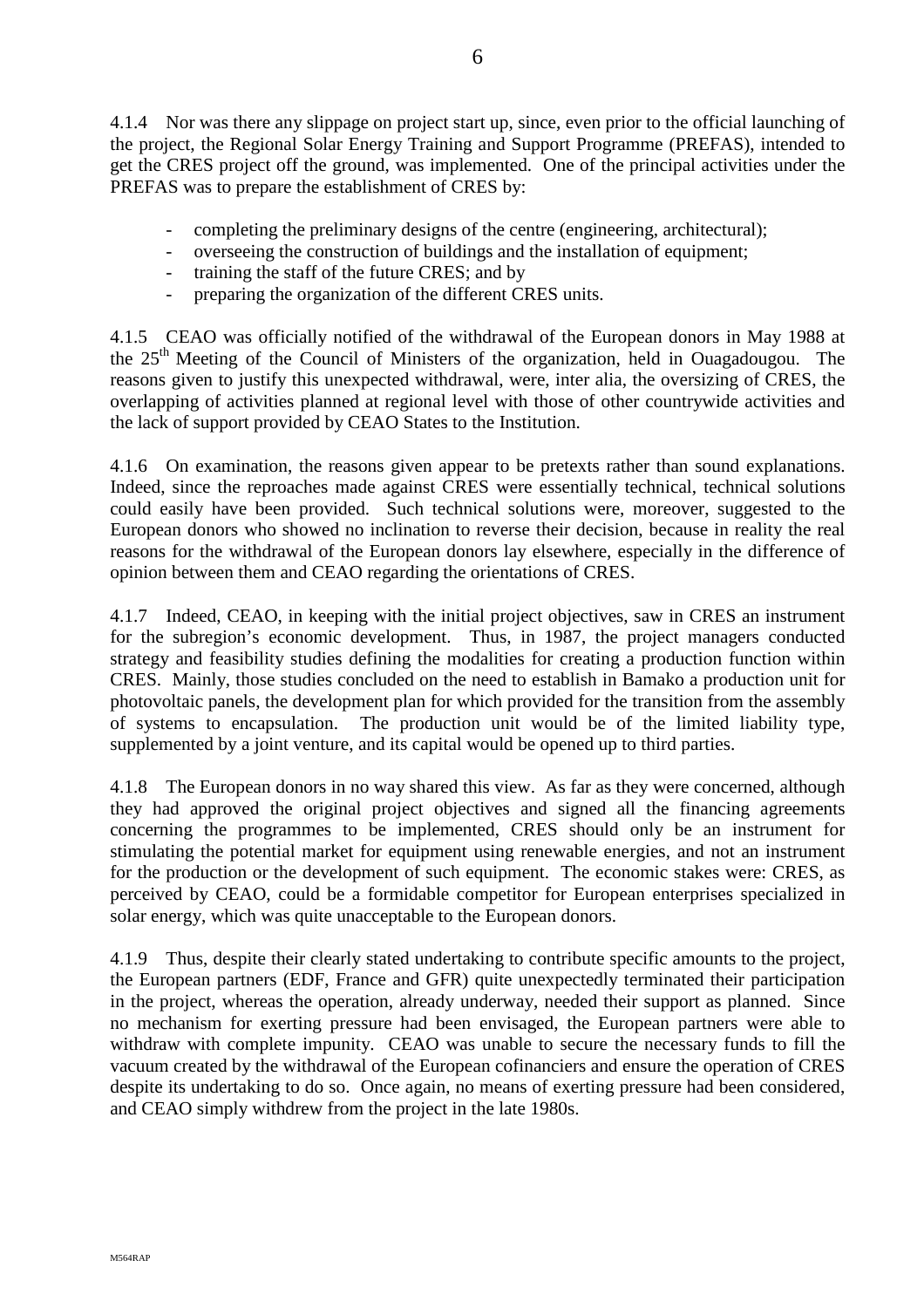4.1.4 Nor was there any slippage on project start up, since, even prior to the official launching of the project, the Regional Solar Energy Training and Support Programme (PREFAS), intended to get the CRES project off the ground, was implemented. One of the principal activities under the PREFAS was to prepare the establishment of CRES by:

- completing the preliminary designs of the centre (engineering, architectural);
- overseeing the construction of buildings and the installation of equipment;
- training the staff of the future CRES; and by
- preparing the organization of the different CRES units.

4.1.5 CEAO was officially notified of the withdrawal of the European donors in May 1988 at the 25th Meeting of the Council of Ministers of the organization, held in Ouagadougou. The reasons given to justify this unexpected withdrawal, were, inter alia, the oversizing of CRES, the overlapping of activities planned at regional level with those of other countrywide activities and the lack of support provided by CEAO States to the Institution.

4.1.6 On examination, the reasons given appear to be pretexts rather than sound explanations. Indeed, since the reproaches made against CRES were essentially technical, technical solutions could easily have been provided. Such technical solutions were, moreover, suggested to the European donors who showed no inclination to reverse their decision, because in reality the real reasons for the withdrawal of the European donors lay elsewhere, especially in the difference of opinion between them and CEAO regarding the orientations of CRES.

4.1.7 Indeed, CEAO, in keeping with the initial project objectives, saw in CRES an instrument for the subregion's economic development. Thus, in 1987, the project managers conducted strategy and feasibility studies defining the modalities for creating a production function within CRES. Mainly, those studies concluded on the need to establish in Bamako a production unit for photovoltaic panels, the development plan for which provided for the transition from the assembly of systems to encapsulation. The production unit would be of the limited liability type, supplemented by a joint venture, and its capital would be opened up to third parties.

4.1.8 The European donors in no way shared this view. As far as they were concerned, although they had approved the original project objectives and signed all the financing agreements concerning the programmes to be implemented, CRES should only be an instrument for stimulating the potential market for equipment using renewable energies, and not an instrument for the production or the development of such equipment. The economic stakes were: CRES, as perceived by CEAO, could be a formidable competitor for European enterprises specialized in solar energy, which was quite unacceptable to the European donors.

4.1.9 Thus, despite their clearly stated undertaking to contribute specific amounts to the project, the European partners (EDF, France and GFR) quite unexpectedly terminated their participation in the project, whereas the operation, already underway, needed their support as planned. Since no mechanism for exerting pressure had been envisaged, the European partners were able to withdraw with complete impunity. CEAO was unable to secure the necessary funds to fill the vacuum created by the withdrawal of the European cofinanciers and ensure the operation of CRES despite its undertaking to do so. Once again, no means of exerting pressure had been considered, and CEAO simply withdrew from the project in the late 1980s.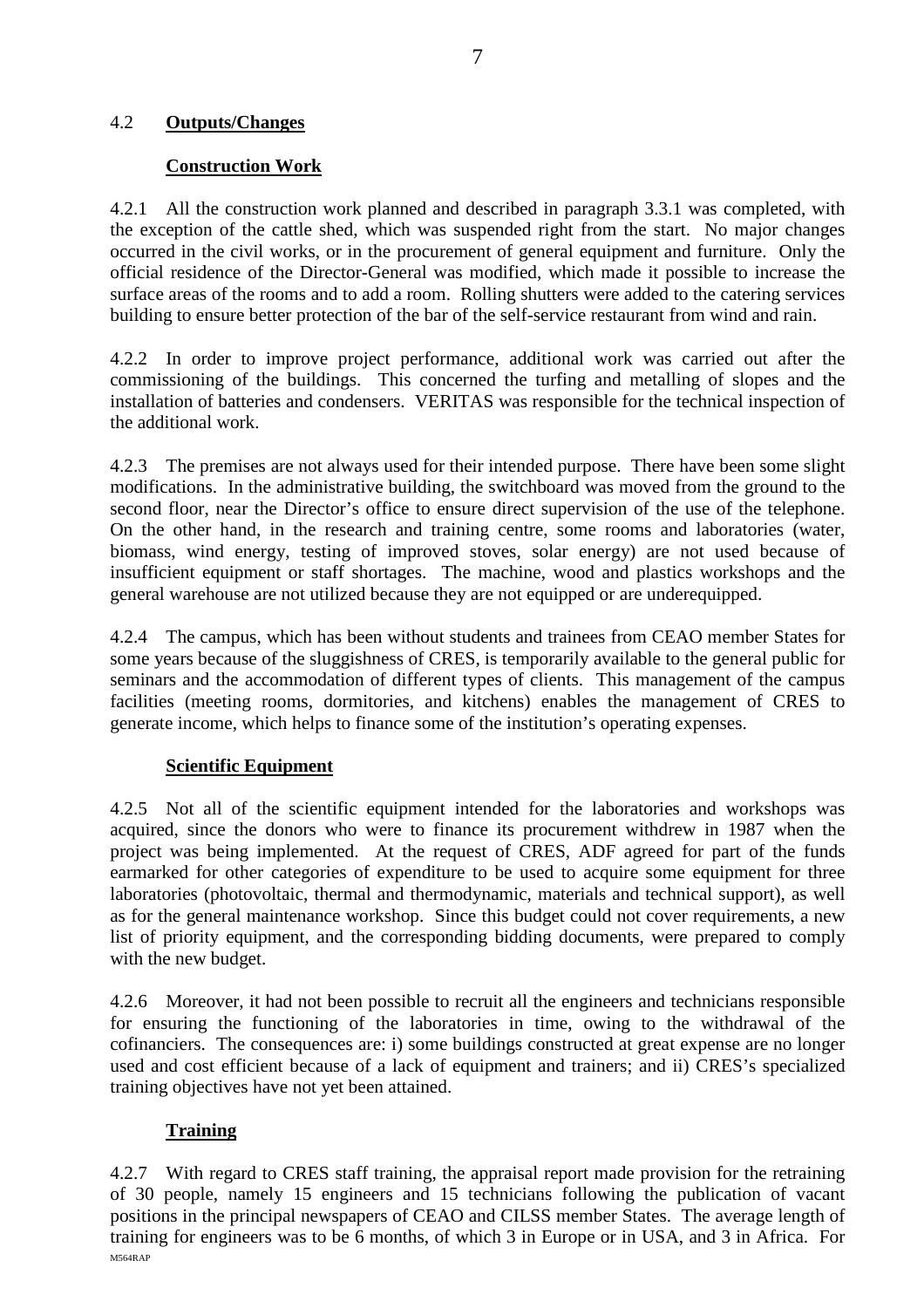## 4.2 **Outputs/Changes**

### **Construction Work**

4.2.1 All the construction work planned and described in paragraph 3.3.1 was completed, with the exception of the cattle shed, which was suspended right from the start. No major changes occurred in the civil works, or in the procurement of general equipment and furniture. Only the official residence of the Director-General was modified, which made it possible to increase the surface areas of the rooms and to add a room. Rolling shutters were added to the catering services building to ensure better protection of the bar of the self-service restaurant from wind and rain.

4.2.2 In order to improve project performance, additional work was carried out after the commissioning of the buildings. This concerned the turfing and metalling of slopes and the installation of batteries and condensers. VERITAS was responsible for the technical inspection of the additional work.

4.2.3 The premises are not always used for their intended purpose. There have been some slight modifications. In the administrative building, the switchboard was moved from the ground to the second floor, near the Director's office to ensure direct supervision of the use of the telephone. On the other hand, in the research and training centre, some rooms and laboratories (water, biomass, wind energy, testing of improved stoves, solar energy) are not used because of insufficient equipment or staff shortages. The machine, wood and plastics workshops and the general warehouse are not utilized because they are not equipped or are underequipped.

4.2.4 The campus, which has been without students and trainees from CEAO member States for some years because of the sluggishness of CRES, is temporarily available to the general public for seminars and the accommodation of different types of clients. This management of the campus facilities (meeting rooms, dormitories, and kitchens) enables the management of CRES to generate income, which helps to finance some of the institution's operating expenses.

### **Scientific Equipment**

4.2.5 Not all of the scientific equipment intended for the laboratories and workshops was acquired, since the donors who were to finance its procurement withdrew in 1987 when the project was being implemented. At the request of CRES, ADF agreed for part of the funds earmarked for other categories of expenditure to be used to acquire some equipment for three laboratories (photovoltaic, thermal and thermodynamic, materials and technical support), as well as for the general maintenance workshop. Since this budget could not cover requirements, a new list of priority equipment, and the corresponding bidding documents, were prepared to comply with the new budget.

4.2.6 Moreover, it had not been possible to recruit all the engineers and technicians responsible for ensuring the functioning of the laboratories in time, owing to the withdrawal of the cofinanciers. The consequences are: i) some buildings constructed at great expense are no longer used and cost efficient because of a lack of equipment and trainers; and ii) CRES's specialized training objectives have not yet been attained.

### **Training**

4.2.7 With regard to CRES staff training, the appraisal report made provision for the retraining of 30 people, namely 15 engineers and 15 technicians following the publication of vacant positions in the principal newspapers of CEAO and CILSS member States. The average length of training for engineers was to be 6 months, of which 3 in Europe or in USA, and 3 in Africa. For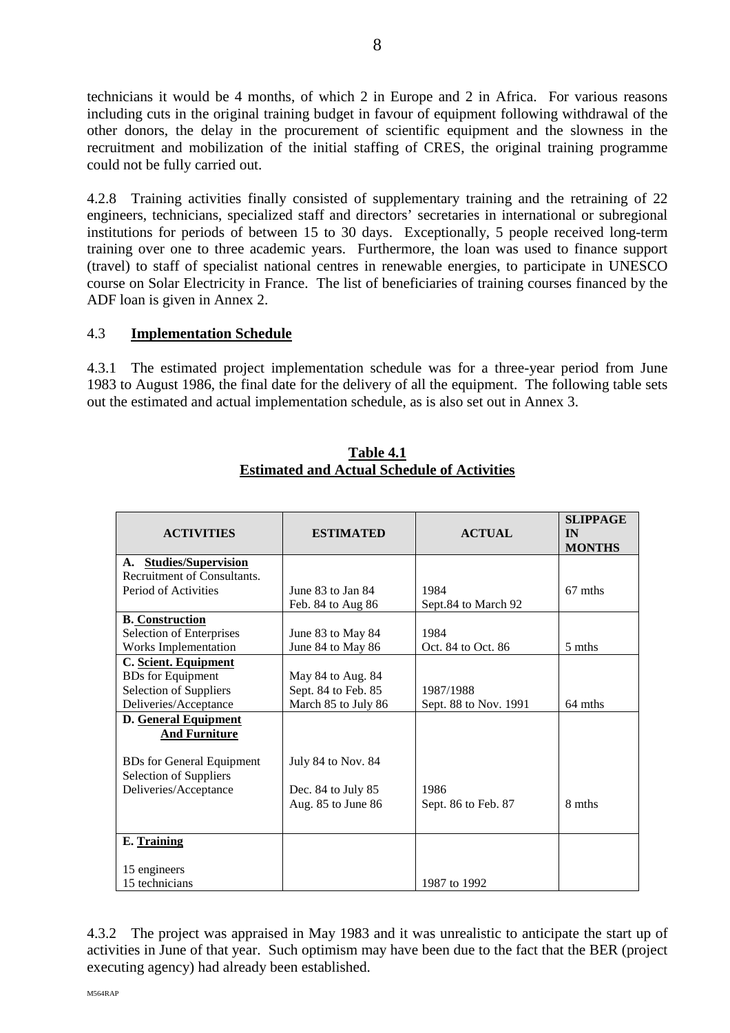technicians it would be 4 months, of which 2 in Europe and 2 in Africa. For various reasons including cuts in the original training budget in favour of equipment following withdrawal of the other donors, the delay in the procurement of scientific equipment and the slowness in the recruitment and mobilization of the initial staffing of CRES, the original training programme could not be fully carried out.

4.2.8 Training activities finally consisted of supplementary training and the retraining of 22 engineers, technicians, specialized staff and directors' secretaries in international or subregional institutions for periods of between 15 to 30 days. Exceptionally, 5 people received long-term training over one to three academic years. Furthermore, the loan was used to finance support (travel) to staff of specialist national centres in renewable energies, to participate in UNESCO course on Solar Electricity in France. The list of beneficiaries of training courses financed by the ADF loan is given in Annex 2.

## 4.3 Implementation Schedule

4.3.1 The estimated project implementation schedule was for a three-year period from June 1983 to August 1986, the final date for the delivery of all the equipment. The following table sets out the estimated and actual implementation schedule, as is also set out in Annex 3.

**Table 4.1**
**Estimated and Actual Schedule of Activities**

| ACTIVITIES | ESTIMATED | ACTUAL | SLIPPAGE IN MONTHS |
|---|---|---|---|
| **A. Studies/Supervision** | | | |
| Recruitment of Consultants. | June 83 to Jan 84 | 1984 | |
| Period of Activities | Feb. 84 to Aug 86 | Sept.84 to March 92 | 67 mths |
| **B. Construction** | | | |
| Selection of Enterprises | June 83 to May 84 | 1984 | |
| Works Implementation | June 84 to May 86 | Oct. 84 to Oct. 86 | 5 mths |
| **C. Scient. Equipment** | | | |
| BDs for Equipment | May 84 to Aug. 84 | | |
| Selection of Suppliers | Sept. 84 to Feb. 85 | 1987/1988 | |
| Deliveries/Acceptance | March 85 to July 86 | Sept. 88 to Nov. 1991 | 64 mths |
| **D. General Equipment And Furniture** | | | |
| BDs for General Equipment | July 84 to Nov. 84 | | |
| Selection of Suppliers | Dec. 84 to July 85 | 1986 | |
| Deliveries/Acceptance | Aug. 85 to June 86 | Sept. 86 to Feb. 87 | 8 mths |
| **E. Training** | | | |
| 15 engineers | | | |
| 15 technicians | | 1987 to 1992 | |

4.3.2 The project was appraised in May 1983 and it was unrealistic to anticipate the start up of activities in June of that year. Such optimism may have been due to the fact that the BER (project executing agency) had already been established.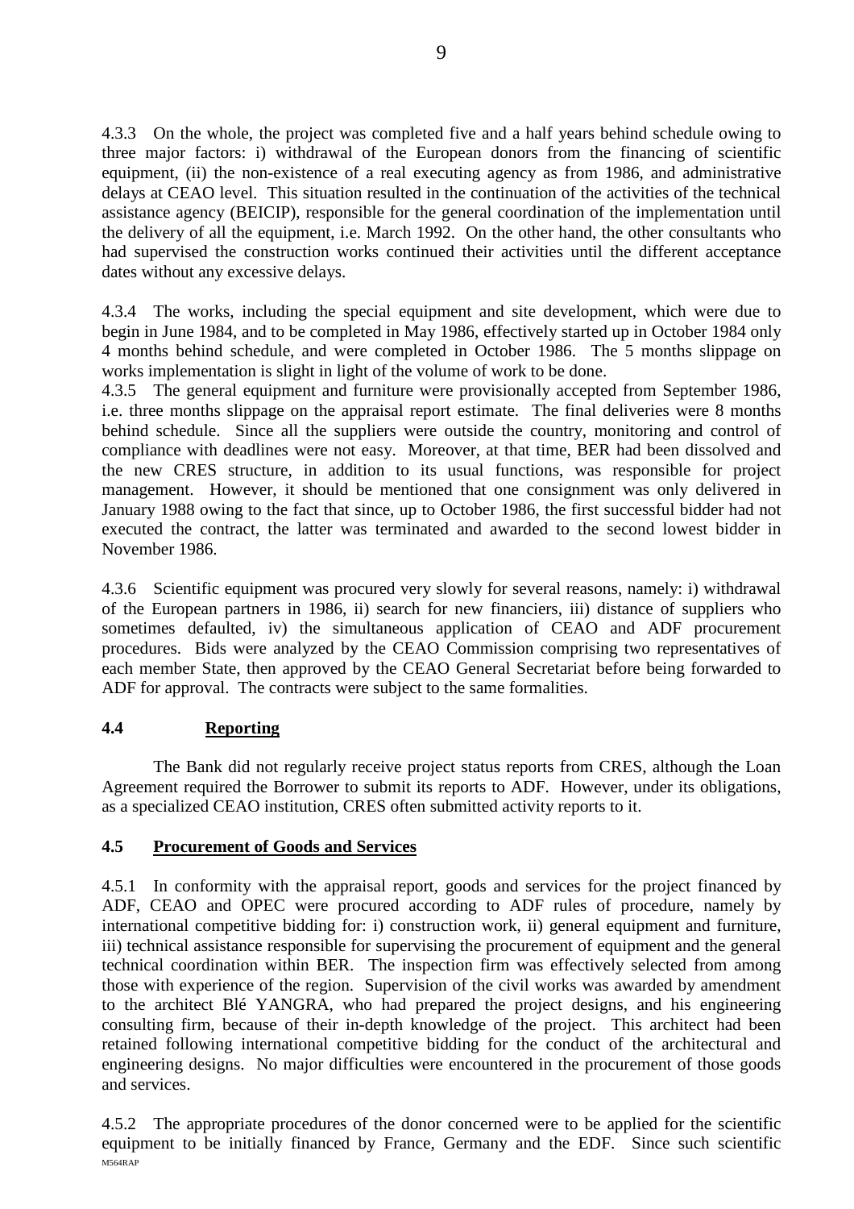4.3.3 On the whole, the project was completed five and a half years behind schedule owing to three major factors: i) withdrawal of the European donors from the financing of scientific equipment, (ii) the non-existence of a real executing agency as from 1986, and administrative delays at CEAO level. This situation resulted in the continuation of the activities of the technical assistance agency (BEICIP), responsible for the general coordination of the implementation until the delivery of all the equipment, i.e. March 1992. On the other hand, the other consultants who had supervised the construction works continued their activities until the different acceptance dates without any excessive delays.

4.3.4 The works, including the special equipment and site development, which were due to begin in June 1984, and to be completed in May 1986, effectively started up in October 1984 only 4 months behind schedule, and were completed in October 1986. The 5 months slippage on works implementation is slight in light of the volume of work to be done.

4.3.5 The general equipment and furniture were provisionally accepted from September 1986, i.e. three months slippage on the appraisal report estimate. The final deliveries were 8 months behind schedule. Since all the suppliers were outside the country, monitoring and control of compliance with deadlines were not easy. Moreover, at that time, BER had been dissolved and the new CRES structure, in addition to its usual functions, was responsible for project management. However, it should be mentioned that one consignment was only delivered in January 1988 owing to the fact that since, up to October 1986, the first successful bidder had not executed the contract, the latter was terminated and awarded to the second lowest bidder in November 1986.

4.3.6 Scientific equipment was procured very slowly for several reasons, namely: i) withdrawal of the European partners in 1986, ii) search for new financiers, iii) distance of suppliers who sometimes defaulted, iv) the simultaneous application of CEAO and ADF procurement procedures. Bids were analyzed by the CEAO Commission comprising two representatives of each member State, then approved by the CEAO General Secretariat before being forwarded to ADF for approval. The contracts were subject to the same formalities.

### 4.4 Reporting

The Bank did not regularly receive project status reports from CRES, although the Loan Agreement required the Borrower to submit its reports to ADF. However, under its obligations, as a specialized CEAO institution, CRES often submitted activity reports to it.

### 4.5 Procurement of Goods and Services

4.5.1 In conformity with the appraisal report, goods and services for the project financed by ADF, CEAO and OPEC were procured according to ADF rules of procedure, namely by international competitive bidding for: i) construction work, ii) general equipment and furniture, iii) technical assistance responsible for supervising the procurement of equipment and the general technical coordination within BER. The inspection firm was effectively selected from among those with experience of the region. Supervision of the civil works was awarded by amendment to the architect Blé YANGRA, who had prepared the project designs, and his engineering consulting firm, because of their in-depth knowledge of the project. This architect had been retained following international competitive bidding for the conduct of the architectural and engineering designs. No major difficulties were encountered in the procurement of those goods and services.

4.5.2 The appropriate procedures of the donor concerned were to be applied for the scientific equipment to be initially financed by France, Germany and the EDF. Since such scientific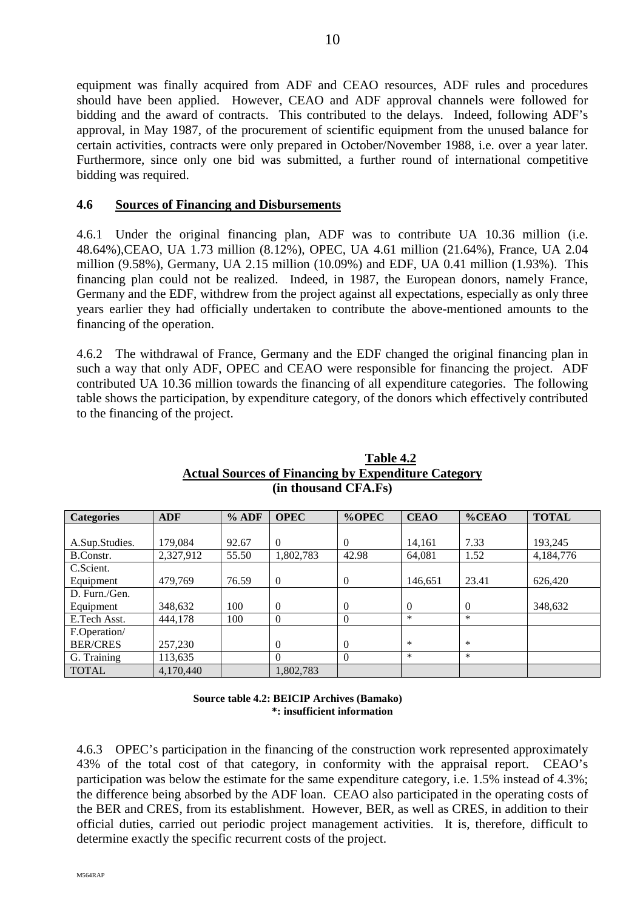equipment was finally acquired from ADF and CEAO resources, ADF rules and procedures should have been applied. However, CEAO and ADF approval channels were followed for bidding and the award of contracts. This contributed to the delays. Indeed, following ADF's approval, in May 1987, of the procurement of scientific equipment from the unused balance for certain activities, contracts were only prepared in October/November 1988, i.e. over a year later. Furthermore, since only one bid was submitted, a further round of international competitive bidding was required.

### 4.6 Sources of Financing and Disbursements

4.6.1 Under the original financing plan, ADF was to contribute UA 10.36 million (i.e. 48.64%),CEAO, UA 1.73 million (8.12%), OPEC, UA 4.61 million (21.64%), France, UA 2.04 million (9.58%), Germany, UA 2.15 million (10.09%) and EDF, UA 0.41 million (1.93%). This financing plan could not be realized. Indeed, in 1987, the European donors, namely France, Germany and the EDF, withdrew from the project against all expectations, especially as only three years earlier they had officially undertaken to contribute the above-mentioned amounts to the financing of the operation.

4.6.2 The withdrawal of France, Germany and the EDF changed the original financing plan in such a way that only ADF, OPEC and CEAO were responsible for financing the project. ADF contributed UA 10.36 million towards the financing of all expenditure categories. The following table shows the participation, by expenditure category, of the donors which effectively contributed to the financing of the project.

**Table 4.2**
**Actual Sources of Financing by Expenditure Category**
**(in thousand CFA.Fs)**

| Categories | ADF | % ADF | OPEC | %OPEC | CEAO | %CEAO | TOTAL |
|---|---|---|---|---|---|---|---|
| A.Sup.Studies. | 179,084 | 92.67 | 0 | 0 | 14,161 | 7.33 | 193,245 |
| B.Constr. | 2,327,912 | 55.50 | 1,802,783 | 42.98 | 64,081 | 1.52 | 4,184,776 |
| C.Scient. Equipment | 479,769 | 76.59 | 0 | 0 | 146,651 | 23.41 | 626,420 |
| D. Furn./Gen. Equipment | 348,632 | 100 | 0 | 0 | 0 | 0 | 348,632 |
| E.Tech Asst. | 444,178 | 100 | 0 | 0 | * | * | |
| F.Operation/ BER/CRES | 257,230 | | 0 | 0 | * | * | |
| G. Training | 113,635 | | 0 | 0 | * | * | |
| TOTAL | 4,170,440 | | 1,802,783 | | | | |

**Source table 4.2: BEICIP Archives (Bamako)**
**\*: insufficient information**

4.6.3 OPEC's participation in the financing of the construction work represented approximately 43% of the total cost of that category, in conformity with the appraisal report. CEAO's participation was below the estimate for the same expenditure category, i.e. 1.5% instead of 4.3%; the difference being absorbed by the ADF loan. CEAO also participated in the operating costs of the BER and CRES, from its establishment. However, BER, as well as CRES, in addition to their official duties, carried out periodic project management activities. It is, therefore, difficult to determine exactly the specific recurrent costs of the project.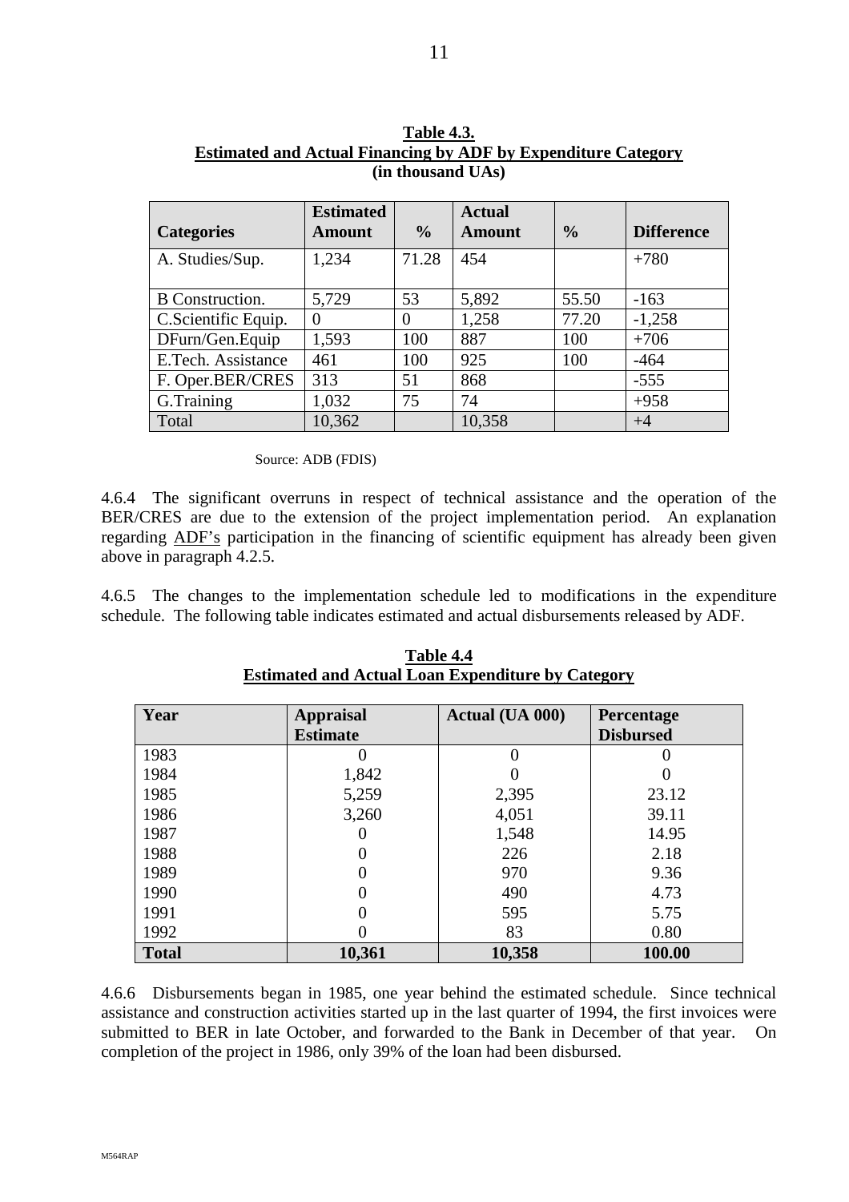**Table 4.3.**
**Estimated and Actual Financing by ADF by Expenditure Category**
**(in thousand UAs)**

| Categories | Estimated Amount | % | Actual Amount | % | Difference |
|---|---|---|---|---|---|
| A. Studies/Sup. | 1,234 | 71.28 | 454 | | +780 |
| B Construction. | 5,729 | 53 | 5,892 | 55.50 | -163 |
| C.Scientific Equip. | 0 | 0 | 1,258 | 77.20 | -1,258 |
| DFurn/Gen.Equip | 1,593 | 100 | 887 | 100 | +706 |
| E.Tech. Assistance | 461 | 100 | 925 | 100 | -464 |
| F. Oper.BER/CRES | 313 | 51 | 868 | | -555 |
| G.Training | 1,032 | 75 | 74 | | +958 |
| Total | 10,362 | | 10,358 | | +4 |

Source: ADB (FDIS)

4.6.4 The significant overruns in respect of technical assistance and the operation of the BER/CRES are due to the extension of the project implementation period. An explanation regarding ADF's participation in the financing of scientific equipment has already been given above in paragraph 4.2.5.

4.6.5 The changes to the implementation schedule led to modifications in the expenditure schedule. The following table indicates estimated and actual disbursements released by ADF.

**Table 4.4**
**Estimated and Actual Loan Expenditure by Category**

| Year | Appraisal Estimate | Actual (UA 000) | Percentage Disbursed |
|---|---|---|---|
| 1983 | 0 | 0 | 0 |
| 1984 | 1,842 | 0 | 0 |
| 1985 | 5,259 | 2,395 | 23.12 |
| 1986 | 3,260 | 4,051 | 39.11 |
| 1987 | 0 | 1,548 | 14.95 |
| 1988 | 0 | 226 | 2.18 |
| 1989 | 0 | 970 | 9.36 |
| 1990 | 0 | 490 | 4.73 |
| 1991 | 0 | 595 | 5.75 |
| 1992 | 0 | 83 | 0.80 |
| **Total** | **10,361** | **10,358** | **100.00** |

4.6.6 Disbursements began in 1985, one year behind the estimated schedule. Since technical assistance and construction activities started up in the last quarter of 1994, the first invoices were submitted to BER in late October, and forwarded to the Bank in December of that year. On completion of the project in 1986, only 39% of the loan had been disbursed.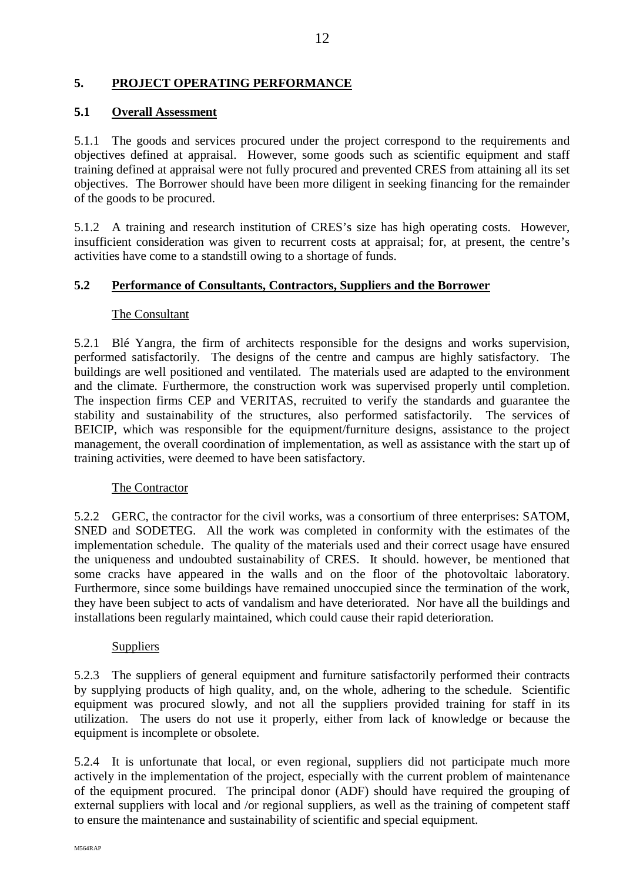## 5. PROJECT OPERATING PERFORMANCE

### 5.1 Overall Assessment

5.1.1 The goods and services procured under the project correspond to the requirements and objectives defined at appraisal. However, some goods such as scientific equipment and staff training defined at appraisal were not fully procured and prevented CRES from attaining all its set objectives. The Borrower should have been more diligent in seeking financing for the remainder of the goods to be procured.

5.1.2 A training and research institution of CRES's size has high operating costs. However, insufficient consideration was given to recurrent costs at appraisal; for, at present, the centre's activities have come to a standstill owing to a shortage of funds.

### 5.2 Performance of Consultants, Contractors, Suppliers and the Borrower

The Consultant

5.2.1 Blé Yangra, the firm of architects responsible for the designs and works supervision, performed satisfactorily. The designs of the centre and campus are highly satisfactory. The buildings are well positioned and ventilated. The materials used are adapted to the environment and the climate. Furthermore, the construction work was supervised properly until completion. The inspection firms CEP and VERITAS, recruited to verify the standards and guarantee the stability and sustainability of the structures, also performed satisfactorily. The services of BEICIP, which was responsible for the equipment/furniture designs, assistance to the project management, the overall coordination of implementation, as well as assistance with the start up of training activities, were deemed to have been satisfactory.

The Contractor

5.2.2 GERC, the contractor for the civil works, was a consortium of three enterprises: SATOM, SNED and SODETEG. All the work was completed in conformity with the estimates of the implementation schedule. The quality of the materials used and their correct usage have ensured the uniqueness and undoubted sustainability of CRES. It should. however, be mentioned that some cracks have appeared in the walls and on the floor of the photovoltaic laboratory. Furthermore, since some buildings have remained unoccupied since the termination of the work, they have been subject to acts of vandalism and have deteriorated. Nor have all the buildings and installations been regularly maintained, which could cause their rapid deterioration.

Suppliers

5.2.3 The suppliers of general equipment and furniture satisfactorily performed their contracts by supplying products of high quality, and, on the whole, adhering to the schedule. Scientific equipment was procured slowly, and not all the suppliers provided training for staff in its utilization. The users do not use it properly, either from lack of knowledge or because the equipment is incomplete or obsolete.

5.2.4 It is unfortunate that local, or even regional, suppliers did not participate much more actively in the implementation of the project, especially with the current problem of maintenance of the equipment procured. The principal donor (ADF) should have required the grouping of external suppliers with local and /or regional suppliers, as well as the training of competent staff to ensure the maintenance and sustainability of scientific and special equipment.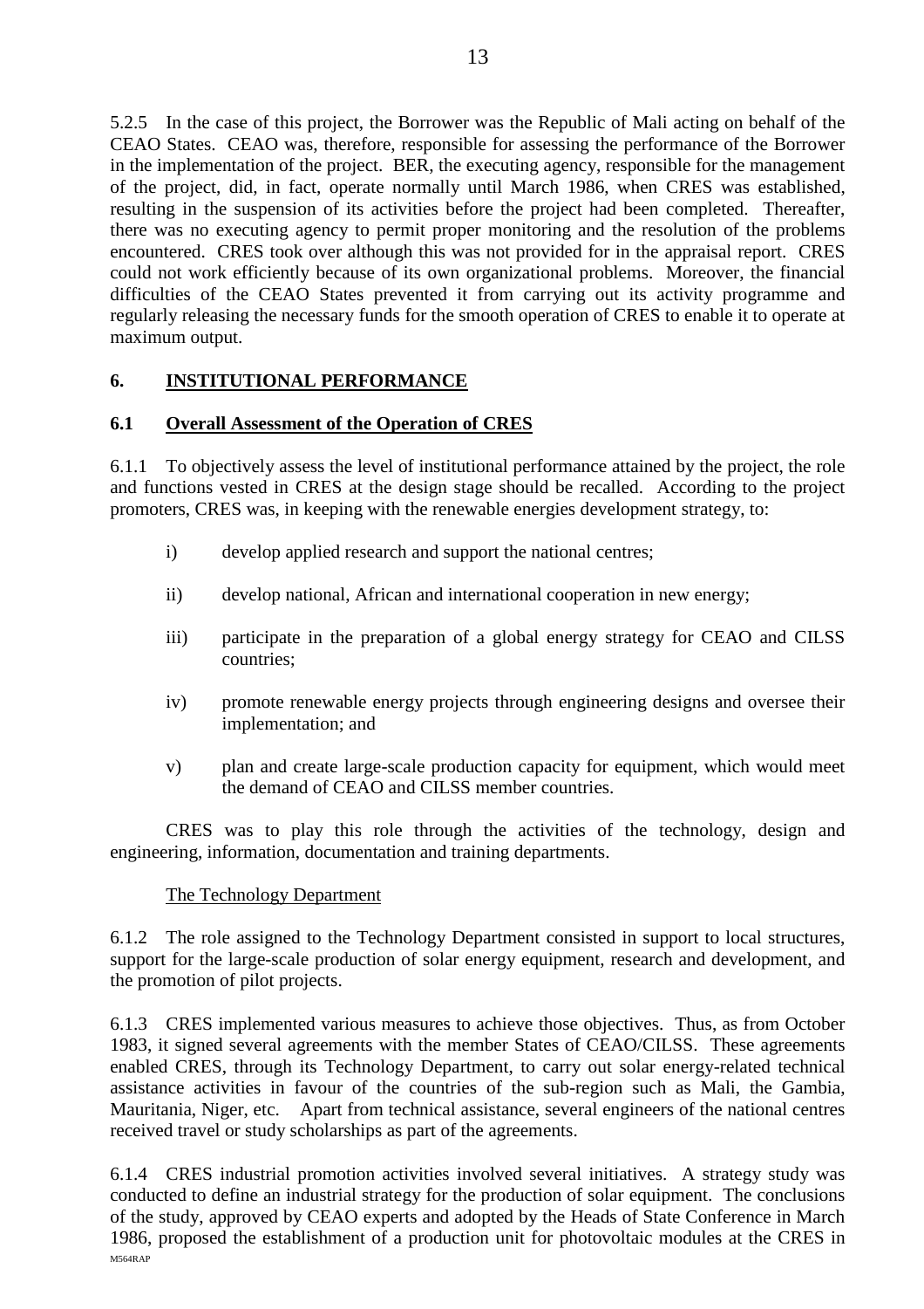5.2.5 In the case of this project, the Borrower was the Republic of Mali acting on behalf of the CEAO States. CEAO was, therefore, responsible for assessing the performance of the Borrower in the implementation of the project. BER, the executing agency, responsible for the management of the project, did, in fact, operate normally until March 1986, when CRES was established, resulting in the suspension of its activities before the project had been completed. Thereafter, there was no executing agency to permit proper monitoring and the resolution of the problems encountered. CRES took over although this was not provided for in the appraisal report. CRES could not work efficiently because of its own organizational problems. Moreover, the financial difficulties of the CEAO States prevented it from carrying out its activity programme and regularly releasing the necessary funds for the smooth operation of CRES to enable it to operate at maximum output.

## 6. INSTITUTIONAL PERFORMANCE

### 6.1 Overall Assessment of the Operation of CRES

6.1.1 To objectively assess the level of institutional performance attained by the project, the role and functions vested in CRES at the design stage should be recalled. According to the project promoters, CRES was, in keeping with the renewable energies development strategy, to:

i) develop applied research and support the national centres;

ii) develop national, African and international cooperation in new energy;

iii) participate in the preparation of a global energy strategy for CEAO and CILSS countries;

iv) promote renewable energy projects through engineering designs and oversee their implementation; and

v) plan and create large-scale production capacity for equipment, which would meet the demand of CEAO and CILSS member countries.

CRES was to play this role through the activities of the technology, design and engineering, information, documentation and training departments.

The Technology Department

6.1.2 The role assigned to the Technology Department consisted in support to local structures, support for the large-scale production of solar energy equipment, research and development, and the promotion of pilot projects.

6.1.3 CRES implemented various measures to achieve those objectives. Thus, as from October 1983, it signed several agreements with the member States of CEAO/CILSS. These agreements enabled CRES, through its Technology Department, to carry out solar energy-related technical assistance activities in favour of the countries of the sub-region such as Mali, the Gambia, Mauritania, Niger, etc. Apart from technical assistance, several engineers of the national centres received travel or study scholarships as part of the agreements.

6.1.4 CRES industrial promotion activities involved several initiatives. A strategy study was conducted to define an industrial strategy for the production of solar equipment. The conclusions of the study, approved by CEAO experts and adopted by the Heads of State Conference in March 1986, proposed the establishment of a production unit for photovoltaic modules at the CRES in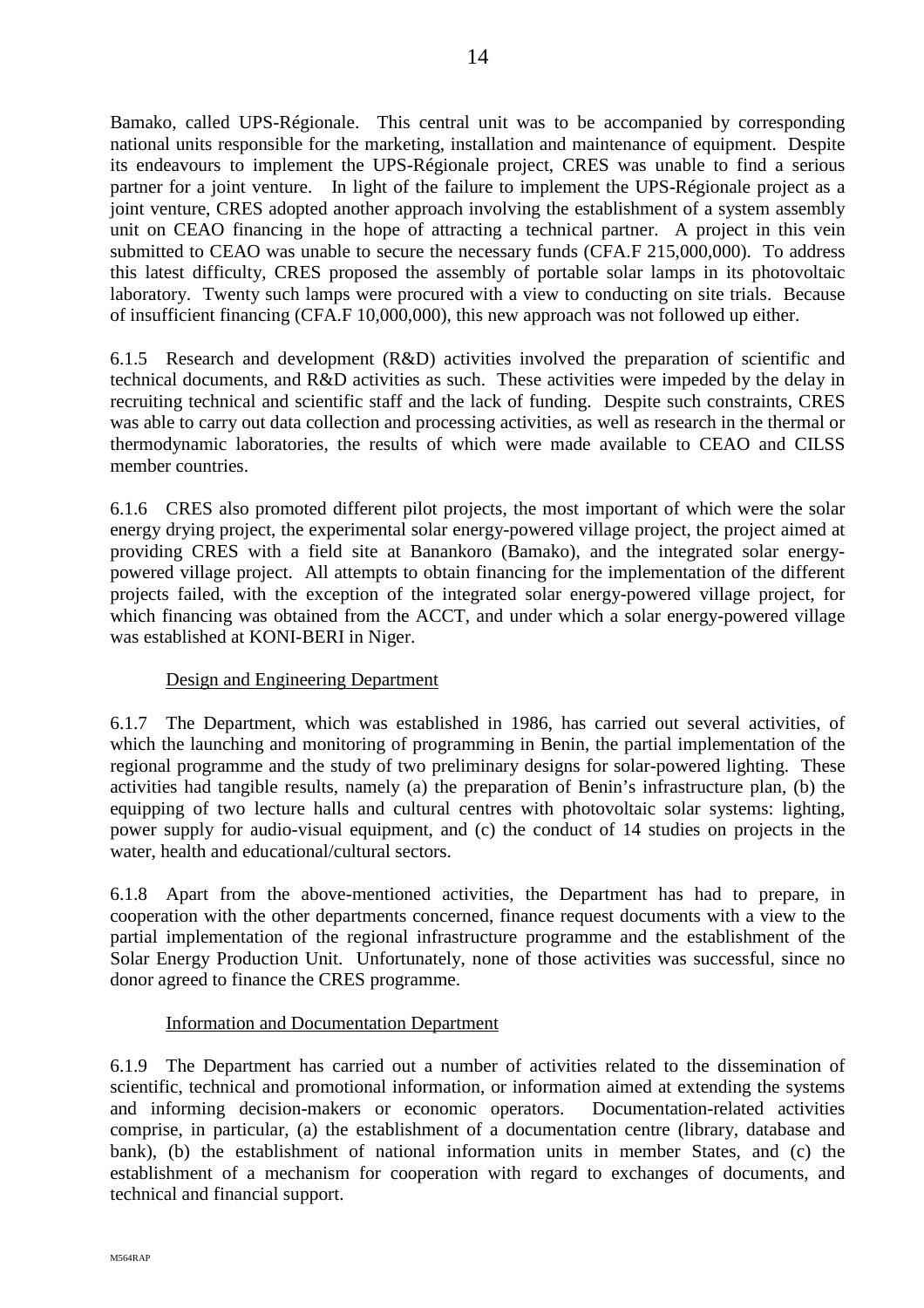Bamako, called UPS-Régionale. This central unit was to be accompanied by corresponding national units responsible for the marketing, installation and maintenance of equipment. Despite its endeavours to implement the UPS-Régionale project, CRES was unable to find a serious partner for a joint venture. In light of the failure to implement the UPS-Régionale project as a joint venture, CRES adopted another approach involving the establishment of a system assembly unit on CEAO financing in the hope of attracting a technical partner. A project in this vein submitted to CEAO was unable to secure the necessary funds (CFA.F 215,000,000). To address this latest difficulty, CRES proposed the assembly of portable solar lamps in its photovoltaic laboratory. Twenty such lamps were procured with a view to conducting on site trials. Because of insufficient financing (CFA.F 10,000,000), this new approach was not followed up either.

6.1.5 Research and development (R&D) activities involved the preparation of scientific and technical documents, and R&D activities as such. These activities were impeded by the delay in recruiting technical and scientific staff and the lack of funding. Despite such constraints, CRES was able to carry out data collection and processing activities, as well as research in the thermal or thermodynamic laboratories, the results of which were made available to CEAO and CILSS member countries.

6.1.6 CRES also promoted different pilot projects, the most important of which were the solar energy drying project, the experimental solar energy-powered village project, the project aimed at providing CRES with a field site at Banankoro (Bamako), and the integrated solar energy-powered village project. All attempts to obtain financing for the implementation of the different projects failed, with the exception of the integrated solar energy-powered village project, for which financing was obtained from the ACCT, and under which a solar energy-powered village was established at KONI-BERI in Niger.

Design and Engineering Department

6.1.7 The Department, which was established in 1986, has carried out several activities, of which the launching and monitoring of programming in Benin, the partial implementation of the regional programme and the study of two preliminary designs for solar-powered lighting. These activities had tangible results, namely (a) the preparation of Benin's infrastructure plan, (b) the equipping of two lecture halls and cultural centres with photovoltaic solar systems: lighting, power supply for audio-visual equipment, and (c) the conduct of 14 studies on projects in the water, health and educational/cultural sectors.

6.1.8 Apart from the above-mentioned activities, the Department has had to prepare, in cooperation with the other departments concerned, finance request documents with a view to the partial implementation of the regional infrastructure programme and the establishment of the Solar Energy Production Unit. Unfortunately, none of those activities was successful, since no donor agreed to finance the CRES programme.

Information and Documentation Department

6.1.9 The Department has carried out a number of activities related to the dissemination of scientific, technical and promotional information, or information aimed at extending the systems and informing decision-makers or economic operators. Documentation-related activities comprise, in particular, (a) the establishment of a documentation centre (library, database and bank), (b) the establishment of national information units in member States, and (c) the establishment of a mechanism for cooperation with regard to exchanges of documents, and technical and financial support.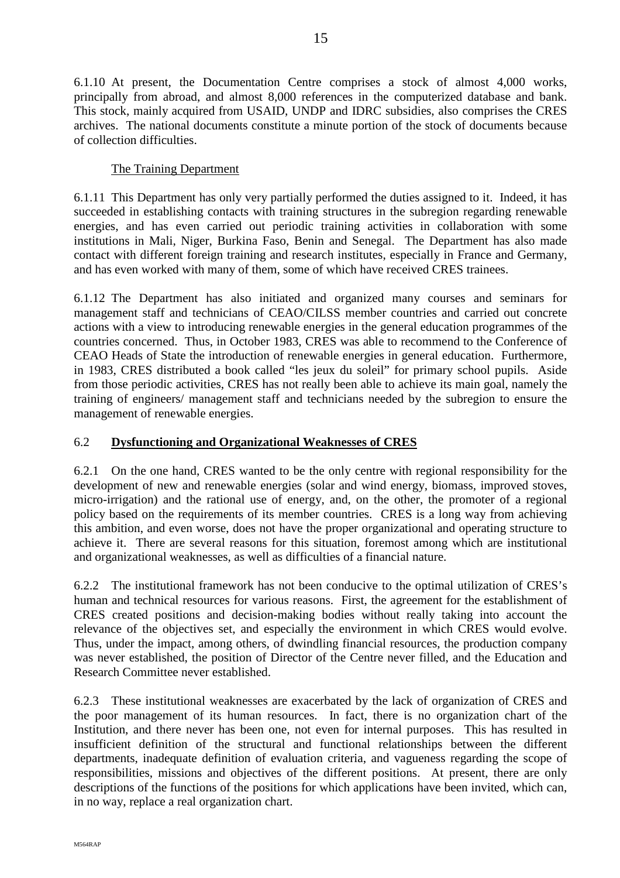6.1.10 At present, the Documentation Centre comprises a stock of almost 4,000 works, principally from abroad, and almost 8,000 references in the computerized database and bank. This stock, mainly acquired from USAID, UNDP and IDRC subsidies, also comprises the CRES archives. The national documents constitute a minute portion of the stock of documents because of collection difficulties.

The Training Department

6.1.11 This Department has only very partially performed the duties assigned to it. Indeed, it has succeeded in establishing contacts with training structures in the subregion regarding renewable energies, and has even carried out periodic training activities in collaboration with some institutions in Mali, Niger, Burkina Faso, Benin and Senegal. The Department has also made contact with different foreign training and research institutes, especially in France and Germany, and has even worked with many of them, some of which have received CRES trainees.

6.1.12 The Department has also initiated and organized many courses and seminars for management staff and technicians of CEAO/CILSS member countries and carried out concrete actions with a view to introducing renewable energies in the general education programmes of the countries concerned. Thus, in October 1983, CRES was able to recommend to the Conference of CEAO Heads of State the introduction of renewable energies in general education. Furthermore, in 1983, CRES distributed a book called "les jeux du soleil" for primary school pupils. Aside from those periodic activities, CRES has not really been able to achieve its main goal, namely the training of engineers/ management staff and technicians needed by the subregion to ensure the management of renewable energies.

## 6.2 **Dysfunctioning and Organizational Weaknesses of CRES**

6.2.1 On the one hand, CRES wanted to be the only centre with regional responsibility for the development of new and renewable energies (solar and wind energy, biomass, improved stoves, micro-irrigation) and the rational use of energy, and, on the other, the promoter of a regional policy based on the requirements of its member countries. CRES is a long way from achieving this ambition, and even worse, does not have the proper organizational and operating structure to achieve it. There are several reasons for this situation, foremost among which are institutional and organizational weaknesses, as well as difficulties of a financial nature.

6.2.2 The institutional framework has not been conducive to the optimal utilization of CRES's human and technical resources for various reasons. First, the agreement for the establishment of CRES created positions and decision-making bodies without really taking into account the relevance of the objectives set, and especially the environment in which CRES would evolve. Thus, under the impact, among others, of dwindling financial resources, the production company was never established, the position of Director of the Centre never filled, and the Education and Research Committee never established.

6.2.3 These institutional weaknesses are exacerbated by the lack of organization of CRES and the poor management of its human resources. In fact, there is no organization chart of the Institution, and there never has been one, not even for internal purposes. This has resulted in insufficient definition of the structural and functional relationships between the different departments, inadequate definition of evaluation criteria, and vagueness regarding the scope of responsibilities, missions and objectives of the different positions. At present, there are only descriptions of the functions of the positions for which applications have been invited, which can, in no way, replace a real organization chart.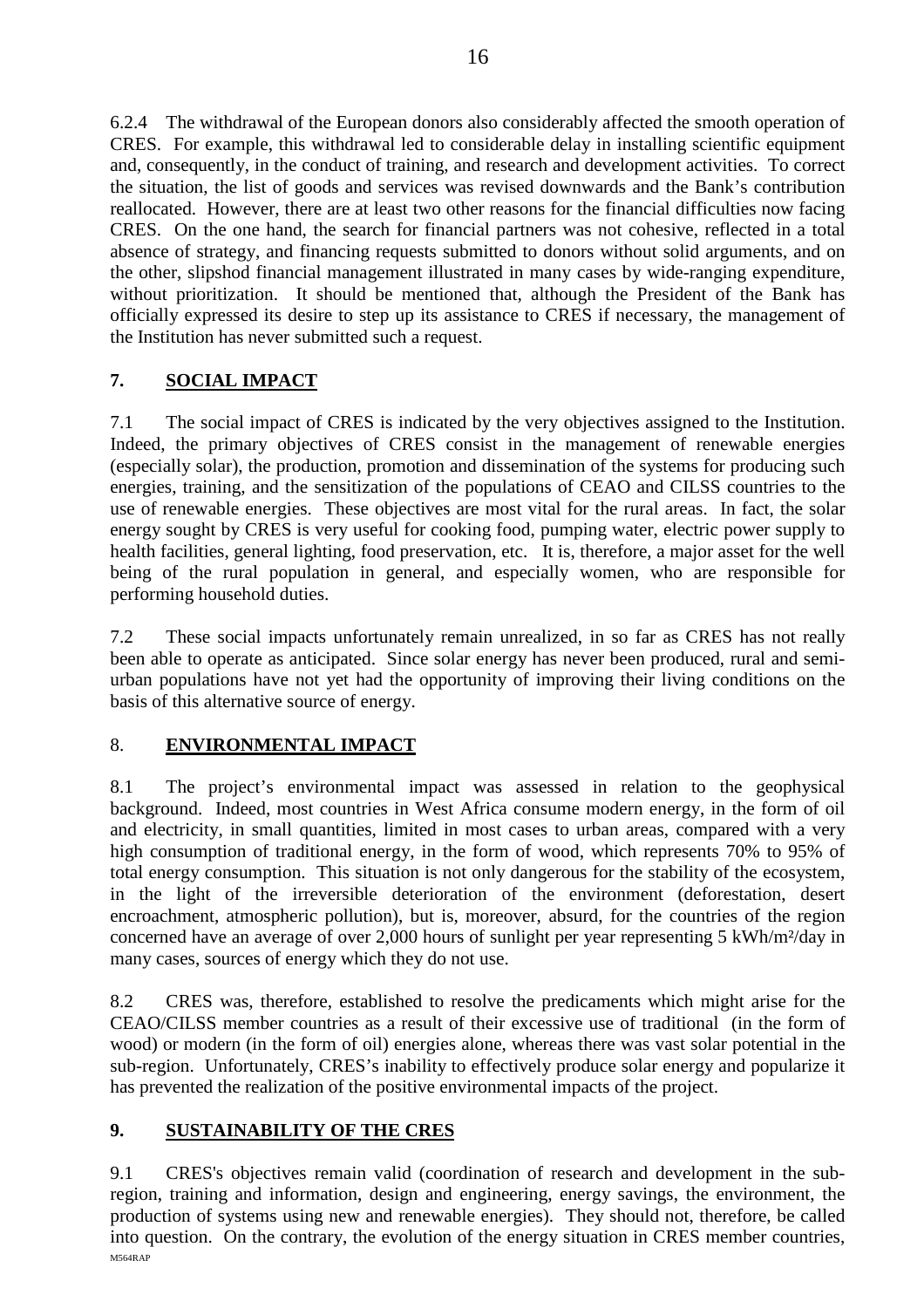6.2.4 The withdrawal of the European donors also considerably affected the smooth operation of CRES. For example, this withdrawal led to considerable delay in installing scientific equipment and, consequently, in the conduct of training, and research and development activities. To correct the situation, the list of goods and services was revised downwards and the Bank's contribution reallocated. However, there are at least two other reasons for the financial difficulties now facing CRES. On the one hand, the search for financial partners was not cohesive, reflected in a total absence of strategy, and financing requests submitted to donors without solid arguments, and on the other, slipshod financial management illustrated in many cases by wide-ranging expenditure, without prioritization. It should be mentioned that, although the President of the Bank has officially expressed its desire to step up its assistance to CRES if necessary, the management of the Institution has never submitted such a request.

## 7. SOCIAL IMPACT

7.1 The social impact of CRES is indicated by the very objectives assigned to the Institution. Indeed, the primary objectives of CRES consist in the management of renewable energies (especially solar), the production, promotion and dissemination of the systems for producing such energies, training, and the sensitization of the populations of CEAO and CILSS countries to the use of renewable energies. These objectives are most vital for the rural areas. In fact, the solar energy sought by CRES is very useful for cooking food, pumping water, electric power supply to health facilities, general lighting, food preservation, etc. It is, therefore, a major asset for the well being of the rural population in general, and especially women, who are responsible for performing household duties.

7.2 These social impacts unfortunately remain unrealized, in so far as CRES has not really been able to operate as anticipated. Since solar energy has never been produced, rural and semi-urban populations have not yet had the opportunity of improving their living conditions on the basis of this alternative source of energy.

## 8. ENVIRONMENTAL IMPACT

8.1 The project's environmental impact was assessed in relation to the geophysical background. Indeed, most countries in West Africa consume modern energy, in the form of oil and electricity, in small quantities, limited in most cases to urban areas, compared with a very high consumption of traditional energy, in the form of wood, which represents 70% to 95% of total energy consumption. This situation is not only dangerous for the stability of the ecosystem, in the light of the irreversible deterioration of the environment (deforestation, desert encroachment, atmospheric pollution), but is, moreover, absurd, for the countries of the region concerned have an average of over 2,000 hours of sunlight per year representing 5 kWh/m²/day in many cases, sources of energy which they do not use.

8.2 CRES was, therefore, established to resolve the predicaments which might arise for the CEAO/CILSS member countries as a result of their excessive use of traditional (in the form of wood) or modern (in the form of oil) energies alone, whereas there was vast solar potential in the sub-region. Unfortunately, CRES's inability to effectively produce solar energy and popularize it has prevented the realization of the positive environmental impacts of the project.

## 9. SUSTAINABILITY OF THE CRES

9.1 CRES's objectives remain valid (coordination of research and development in the sub-region, training and information, design and engineering, energy savings, the environment, the production of systems using new and renewable energies). They should not, therefore, be called into question. On the contrary, the evolution of the energy situation in CRES member countries,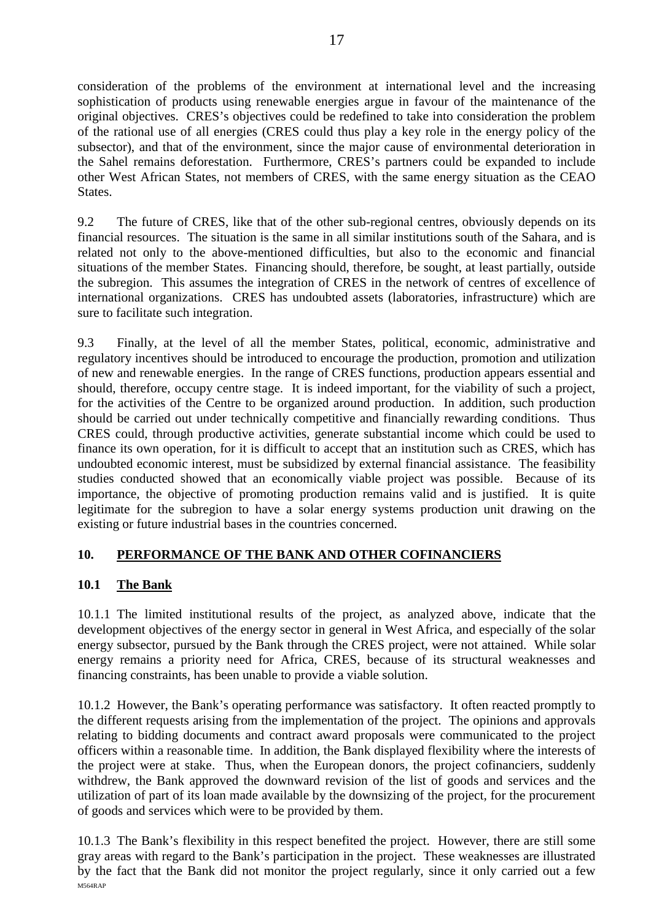consideration of the problems of the environment at international level and the increasing sophistication of products using renewable energies argue in favour of the maintenance of the original objectives. CRES's objectives could be redefined to take into consideration the problem of the rational use of all energies (CRES could thus play a key role in the energy policy of the subsector), and that of the environment, since the major cause of environmental deterioration in the Sahel remains deforestation. Furthermore, CRES's partners could be expanded to include other West African States, not members of CRES, with the same energy situation as the CEAO States.

9.2 The future of CRES, like that of the other sub-regional centres, obviously depends on its financial resources. The situation is the same in all similar institutions south of the Sahara, and is related not only to the above-mentioned difficulties, but also to the economic and financial situations of the member States. Financing should, therefore, be sought, at least partially, outside the subregion. This assumes the integration of CRES in the network of centres of excellence of international organizations. CRES has undoubted assets (laboratories, infrastructure) which are sure to facilitate such integration.

9.3 Finally, at the level of all the member States, political, economic, administrative and regulatory incentives should be introduced to encourage the production, promotion and utilization of new and renewable energies. In the range of CRES functions, production appears essential and should, therefore, occupy centre stage. It is indeed important, for the viability of such a project, for the activities of the Centre to be organized around production. In addition, such production should be carried out under technically competitive and financially rewarding conditions. Thus CRES could, through productive activities, generate substantial income which could be used to finance its own operation, for it is difficult to accept that an institution such as CRES, which has undoubted economic interest, must be subsidized by external financial assistance. The feasibility studies conducted showed that an economically viable project was possible. Because of its importance, the objective of promoting production remains valid and is justified. It is quite legitimate for the subregion to have a solar energy systems production unit drawing on the existing or future industrial bases in the countries concerned.

## 10. PERFORMANCE OF THE BANK AND OTHER COFINANCIERS

### 10.1 The Bank

10.1.1 The limited institutional results of the project, as analyzed above, indicate that the development objectives of the energy sector in general in West Africa, and especially of the solar energy subsector, pursued by the Bank through the CRES project, were not attained. While solar energy remains a priority need for Africa, CRES, because of its structural weaknesses and financing constraints, has been unable to provide a viable solution.

10.1.2 However, the Bank's operating performance was satisfactory. It often reacted promptly to the different requests arising from the implementation of the project. The opinions and approvals relating to bidding documents and contract award proposals were communicated to the project officers within a reasonable time. In addition, the Bank displayed flexibility where the interests of the project were at stake. Thus, when the European donors, the project cofinanciers, suddenly withdrew, the Bank approved the downward revision of the list of goods and services and the utilization of part of its loan made available by the downsizing of the project, for the procurement of goods and services which were to be provided by them.

10.1.3 The Bank's flexibility in this respect benefited the project. However, there are still some gray areas with regard to the Bank's participation in the project. These weaknesses are illustrated by the fact that the Bank did not monitor the project regularly, since it only carried out a few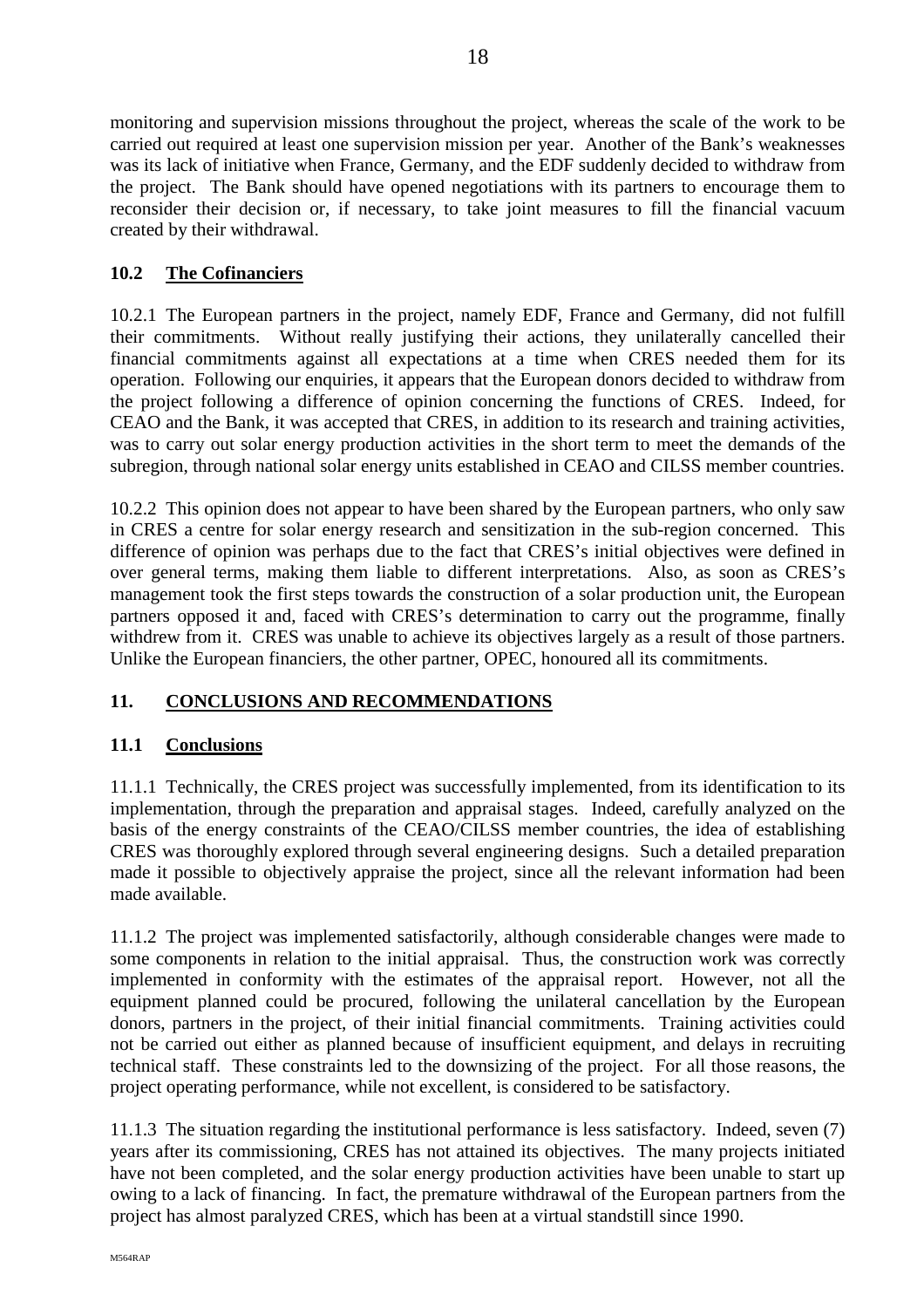monitoring and supervision missions throughout the project, whereas the scale of the work to be carried out required at least one supervision mission per year. Another of the Bank's weaknesses was its lack of initiative when France, Germany, and the EDF suddenly decided to withdraw from the project. The Bank should have opened negotiations with its partners to encourage them to reconsider their decision or, if necessary, to take joint measures to fill the financial vacuum created by their withdrawal.

### 10.2 The Cofinanciers

10.2.1 The European partners in the project, namely EDF, France and Germany, did not fulfill their commitments. Without really justifying their actions, they unilaterally cancelled their financial commitments against all expectations at a time when CRES needed them for its operation. Following our enquiries, it appears that the European donors decided to withdraw from the project following a difference of opinion concerning the functions of CRES. Indeed, for CEAO and the Bank, it was accepted that CRES, in addition to its research and training activities, was to carry out solar energy production activities in the short term to meet the demands of the subregion, through national solar energy units established in CEAO and CILSS member countries.

10.2.2 This opinion does not appear to have been shared by the European partners, who only saw in CRES a centre for solar energy research and sensitization in the sub-region concerned. This difference of opinion was perhaps due to the fact that CRES's initial objectives were defined in over general terms, making them liable to different interpretations. Also, as soon as CRES's management took the first steps towards the construction of a solar production unit, the European partners opposed it and, faced with CRES's determination to carry out the programme, finally withdrew from it. CRES was unable to achieve its objectives largely as a result of those partners. Unlike the European financiers, the other partner, OPEC, honoured all its commitments.

## 11. CONCLUSIONS AND RECOMMENDATIONS

### 11.1 Conclusions

11.1.1 Technically, the CRES project was successfully implemented, from its identification to its implementation, through the preparation and appraisal stages. Indeed, carefully analyzed on the basis of the energy constraints of the CEAO/CILSS member countries, the idea of establishing CRES was thoroughly explored through several engineering designs. Such a detailed preparation made it possible to objectively appraise the project, since all the relevant information had been made available.

11.1.2 The project was implemented satisfactorily, although considerable changes were made to some components in relation to the initial appraisal. Thus, the construction work was correctly implemented in conformity with the estimates of the appraisal report. However, not all the equipment planned could be procured, following the unilateral cancellation by the European donors, partners in the project, of their initial financial commitments. Training activities could not be carried out either as planned because of insufficient equipment, and delays in recruiting technical staff. These constraints led to the downsizing of the project. For all those reasons, the project operating performance, while not excellent, is considered to be satisfactory.

11.1.3 The situation regarding the institutional performance is less satisfactory. Indeed, seven (7) years after its commissioning, CRES has not attained its objectives. The many projects initiated have not been completed, and the solar energy production activities have been unable to start up owing to a lack of financing. In fact, the premature withdrawal of the European partners from the project has almost paralyzed CRES, which has been at a virtual standstill since 1990.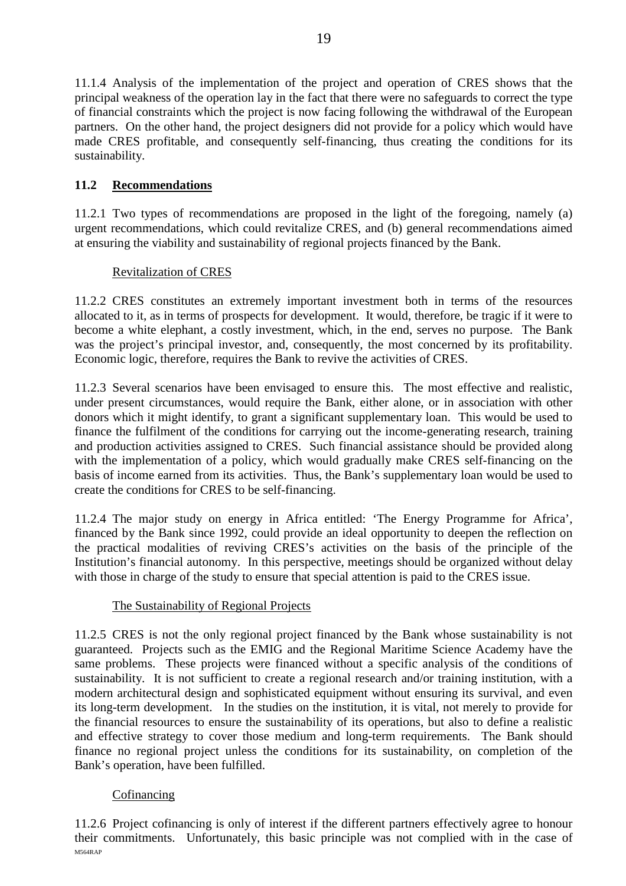11.1.4 Analysis of the implementation of the project and operation of CRES shows that the principal weakness of the operation lay in the fact that there were no safeguards to correct the type of financial constraints which the project is now facing following the withdrawal of the European partners. On the other hand, the project designers did not provide for a policy which would have made CRES profitable, and consequently self-financing, thus creating the conditions for its sustainability.

## 11.2 Recommendations

11.2.1 Two types of recommendations are proposed in the light of the foregoing, namely (a) urgent recommendations, which could revitalize CRES, and (b) general recommendations aimed at ensuring the viability and sustainability of regional projects financed by the Bank.

### Revitalization of CRES

11.2.2 CRES constitutes an extremely important investment both in terms of the resources allocated to it, as in terms of prospects for development. It would, therefore, be tragic if it were to become a white elephant, a costly investment, which, in the end, serves no purpose. The Bank was the project's principal investor, and, consequently, the most concerned by its profitability. Economic logic, therefore, requires the Bank to revive the activities of CRES.

11.2.3 Several scenarios have been envisaged to ensure this. The most effective and realistic, under present circumstances, would require the Bank, either alone, or in association with other donors which it might identify, to grant a significant supplementary loan. This would be used to finance the fulfilment of the conditions for carrying out the income-generating research, training and production activities assigned to CRES. Such financial assistance should be provided along with the implementation of a policy, which would gradually make CRES self-financing on the basis of income earned from its activities. Thus, the Bank's supplementary loan would be used to create the conditions for CRES to be self-financing.

11.2.4 The major study on energy in Africa entitled: 'The Energy Programme for Africa', financed by the Bank since 1992, could provide an ideal opportunity to deepen the reflection on the practical modalities of reviving CRES's activities on the basis of the principle of the Institution's financial autonomy. In this perspective, meetings should be organized without delay with those in charge of the study to ensure that special attention is paid to the CRES issue.

### The Sustainability of Regional Projects

11.2.5 CRES is not the only regional project financed by the Bank whose sustainability is not guaranteed. Projects such as the EMIG and the Regional Maritime Science Academy have the same problems. These projects were financed without a specific analysis of the conditions of sustainability. It is not sufficient to create a regional research and/or training institution, with a modern architectural design and sophisticated equipment without ensuring its survival, and even its long-term development. In the studies on the institution, it is vital, not merely to provide for the financial resources to ensure the sustainability of its operations, but also to define a realistic and effective strategy to cover those medium and long-term requirements. The Bank should finance no regional project unless the conditions for its sustainability, on completion of the Bank's operation, have been fulfilled.

### Cofinancing

11.2.6 Project cofinancing is only of interest if the different partners effectively agree to honour their commitments. Unfortunately, this basic principle was not complied with in the case of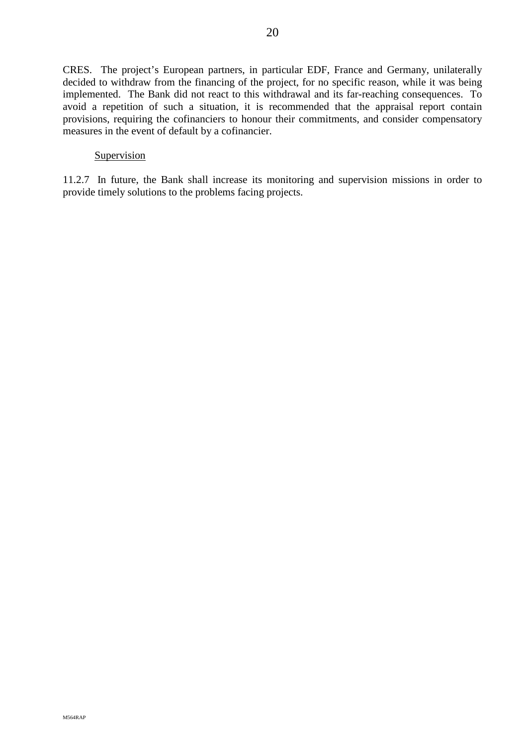CRES. The project's European partners, in particular EDF, France and Germany, unilaterally decided to withdraw from the financing of the project, for no specific reason, while it was being implemented. The Bank did not react to this withdrawal and its far-reaching consequences. To avoid a repetition of such a situation, it is recommended that the appraisal report contain provisions, requiring the cofinanciers to honour their commitments, and consider compensatory measures in the event of default by a cofinancier.

<u>Supervision</u>

11.2.7 In future, the Bank shall increase its monitoring and supervision missions in order to provide timely solutions to the problems facing projects.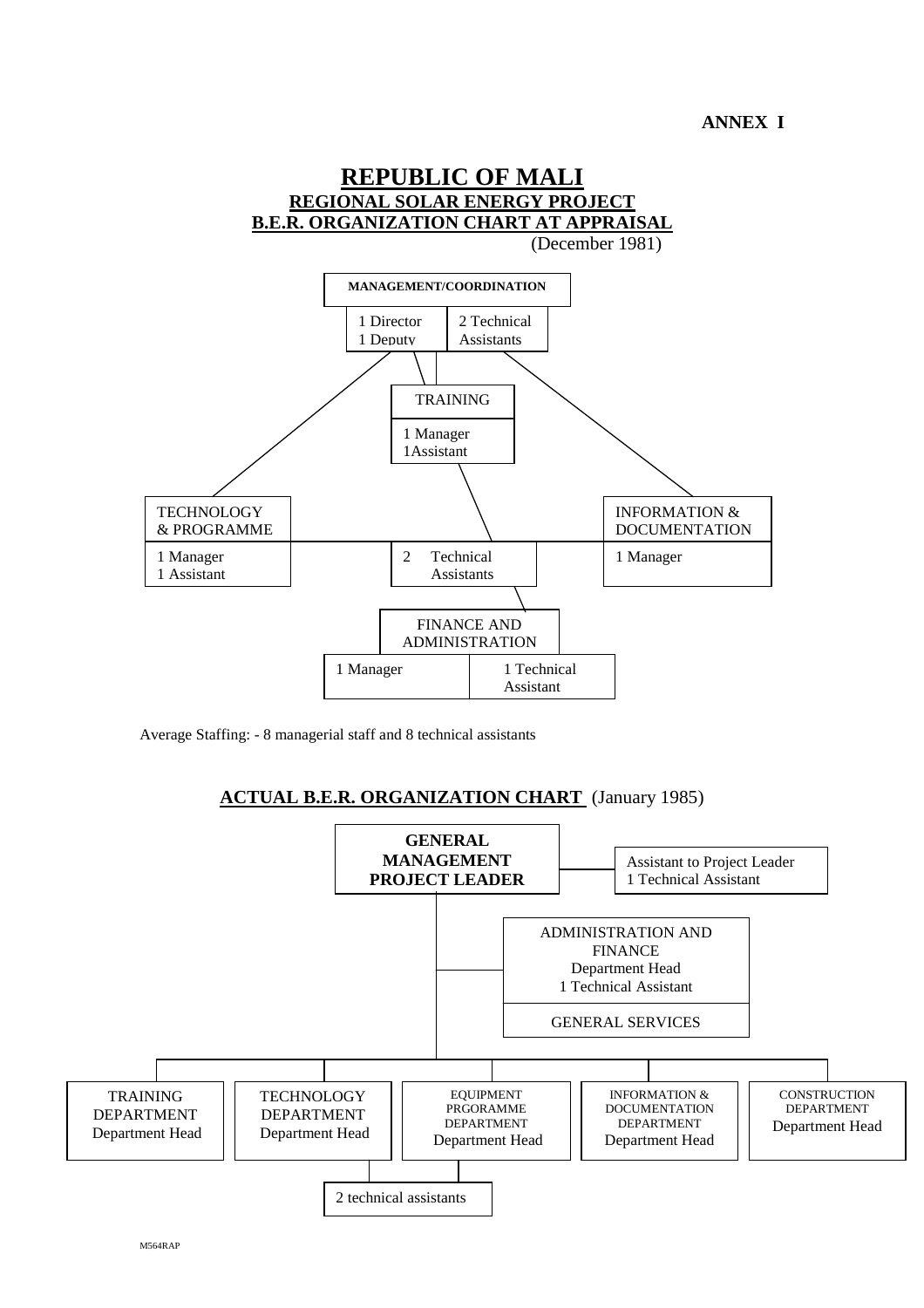**ANNEX I**

# REPUBLIC OF MALI

## REGIONAL SOLAR ENERGY PROJECT

## B.E.R. ORGANIZATION CHART AT APPRAISAL

(December 1981)

**MANAGEMENT/COORDINATION**

- 1 Director
- 1 Deputy
- 2 Technical Assistants

TRAINING

- 1 Manager
- 1Assistant

TECHNOLOGY & PROGRAMME

- 1 Manager
- 1 Assistant

2 Technical Assistants

INFORMATION & DOCUMENTATION

- 1 Manager

FINANCE AND ADMINISTRATION

- 1 Manager
- 1 Technical Assistant

Average Staffing: - 8 managerial staff and 8 technical assistants

## ACTUAL B.E.R. ORGANIZATION CHART (January 1985)

**GENERAL MANAGEMENT PROJECT LEADER**

Assistant to Project Leader
1 Technical Assistant

ADMINISTRATION AND FINANCE
Department Head
1 Technical Assistant

GENERAL SERVICES

TRAINING DEPARTMENT
Department Head

TECHNOLOGY DEPARTMENT
Department Head

EQUIPMENT PRGORAMME DEPARTMENT
Department Head

INFORMATION & DOCUMENTATION DEPARTMENT
Department Head

CONSTRUCTION DEPARTMENT
Department Head

2 technical assistants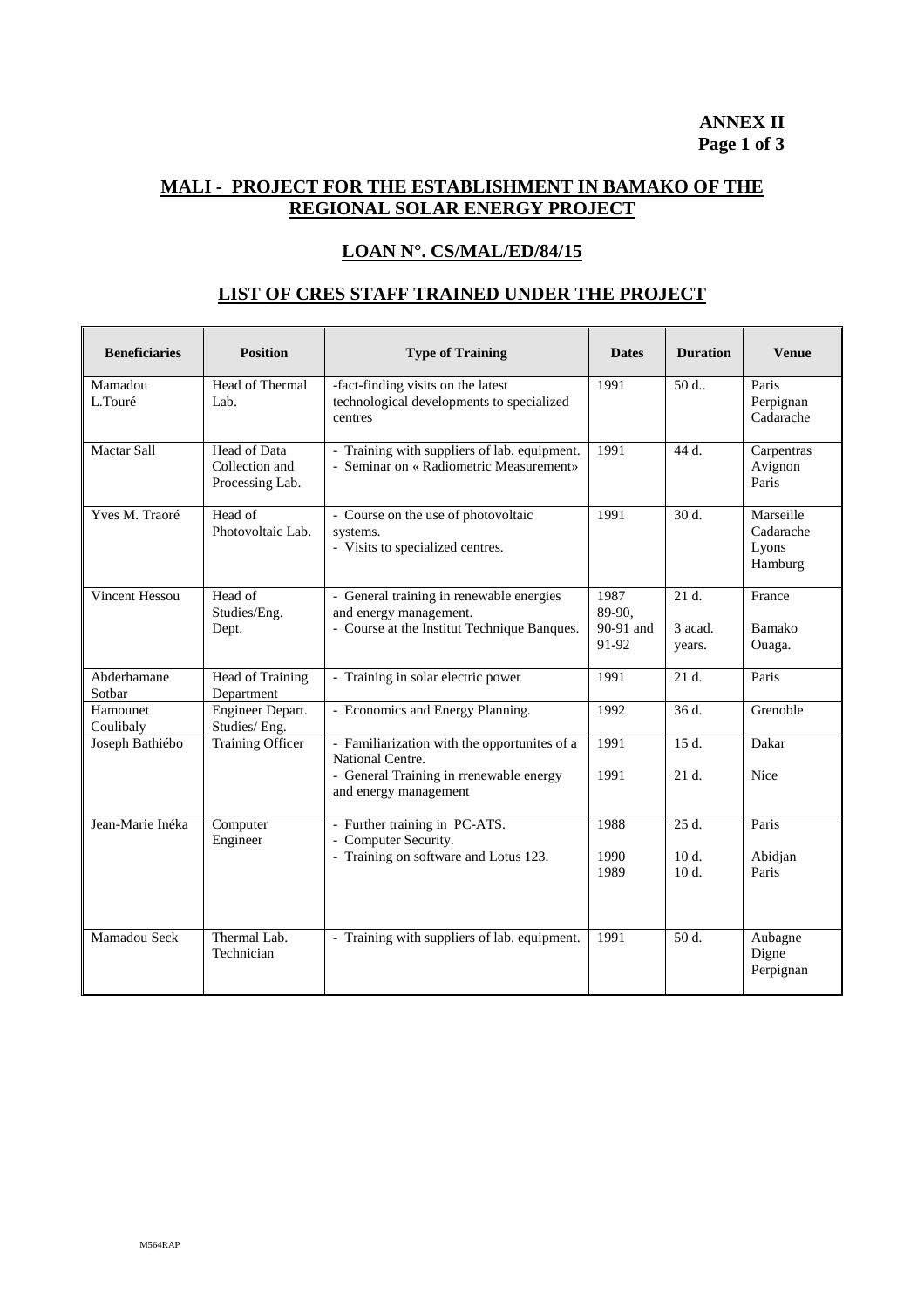**ANNEX II**
**Page 1 of 3**

## MALI - PROJECT FOR THE ESTABLISHMENT IN BAMAKO OF THE REGIONAL SOLAR ENERGY PROJECT

## LOAN N°. CS/MAL/ED/84/15

## LIST OF CRES STAFF TRAINED UNDER THE PROJECT

| Beneficiaries | Position | Type of Training | Dates | Duration | Venue |
|---|---|---|---|---|---|
| Mamadou L.Touré | Head of Thermal Lab. | -fact-finding visits on the latest technological developments to specialized centres | 1991 | 50 d.. | Paris Perpignan Cadarache |
| Mactar Sall | Head of Data Collection and Processing Lab. | - Training with suppliers of lab. equipment.<br>- Seminar on « Radiometric Measurement» | 1991 | 44 d. | Carpentras Avignon Paris |
| Yves M. Traoré | Head of Photovoltaic Lab. | - Course on the use of photovoltaic systems.<br>- Visits to specialized centres. | 1991 | 30 d. | Marseille Cadarache Lyons Hamburg |
| Vincent Hessou | Head of Studies/Eng. Dept. | - General training in renewable energies and energy management.<br>- Course at the Institut Technique Banques. | 1987<br>89-90, 90-91 and 91-92 | 21 d.<br>3 acad. years. | France<br>Bamako Ouaga. |
| Abderhamane Sotbar | Head of Training Department | - Training in solar electric power | 1991 | 21 d. | Paris |
| Hamounet Coulibaly | Engineer Depart. Studies/ Eng. | - Economics and Energy Planning. | 1992 | 36 d. | Grenoble |
| Joseph Bathiébo | Training Officer | - Familiarization with the opportunites of a National Centre.<br>- General Training in rrenewable energy and energy management | 1991<br>1991 | 15 d.<br>21 d. | Dakar<br>Nice |
| Jean-Marie Inéka | Computer Engineer | - Further training in PC-ATS.<br>- Computer Security.<br>- Training on software and Lotus 123. | 1988<br>1990<br>1989 | 25 d.<br>10 d.<br>10 d. | Paris<br>Abidjan<br>Paris |
| Mamadou Seck | Thermal Lab. Technician | - Training with suppliers of lab. equipment. | 1991 | 50 d. | Aubagne Digne Perpignan |

M564RAP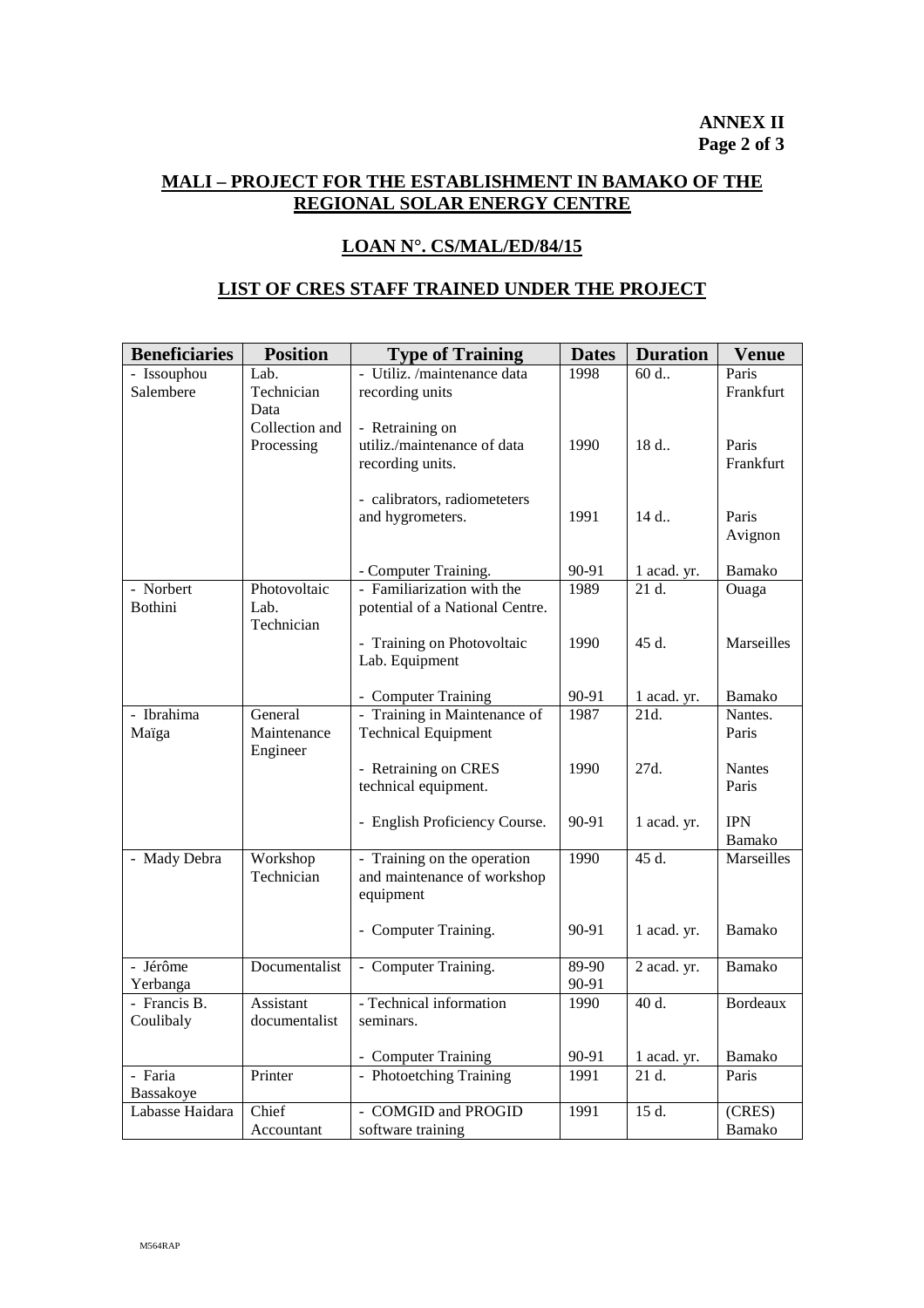**ANNEX II**
**Page 2 of 3**

## MALI – PROJECT FOR THE ESTABLISHMENT IN BAMAKO OF THE REGIONAL SOLAR ENERGY CENTRE

## LOAN N°. CS/MAL/ED/84/15

## LIST OF CRES STAFF TRAINED UNDER THE PROJECT

| Beneficiaries | Position | Type of Training | Dates | Duration | Venue |
|---|---|---|---|---|---|
| - Issouphou Salembere | Lab. Technician Data Collection and Processing | - Utiliz. /maintenance data recording units<br><br>- Retraining on utiliz./maintenance of data recording units.<br><br>- calibrators, radiometeters and hygrometers.<br><br>- Computer Training. | 1998<br><br>1990<br><br>1991<br><br>90-91 | 60 d..<br><br>18 d..<br><br>14 d..<br><br>1 acad. yr. | Paris Frankfurt<br><br>Paris Frankfurt<br><br>Paris Avignon<br><br>Bamako |
| - Norbert Bothini | Photovoltaic Lab. Technician | - Familiarization with the potential of a National Centre.<br><br>- Training on Photovoltaic Lab. Equipment<br><br>- Computer Training | 1989<br><br>1990<br><br>90-91 | 21 d.<br><br>45 d.<br><br>1 acad. yr. | Ouaga<br><br>Marseilles<br><br>Bamako |
| - Ibrahima Maïga | General Maintenance Engineer | - Training in Maintenance of Technical Equipment<br><br>- Retraining on CRES technical equipment.<br><br>- English Proficiency Course. | 1987<br><br>1990<br><br>90-91 | 21d.<br><br>27d.<br><br>1 acad. yr. | Nantes. Paris<br><br>Nantes Paris<br><br>IPN Bamako |
| - Mady Debra | Workshop Technician | - Training on the operation and maintenance of workshop equipment<br><br>- Computer Training. | 1990<br><br>90-91 | 45 d.<br><br>1 acad. yr. | Marseilles<br><br>Bamako |
| - Jérôme Yerbanga | Documentalist | - Computer Training. | 89-90<br>90-91 | 2 acad. yr. | Bamako |
| - Francis B. Coulibaly | Assistant documentalist | - Technical information seminars.<br><br>- Computer Training | 1990<br><br>90-91 | 40 d.<br><br>1 acad. yr. | Bordeaux<br><br>Bamako |
| - Faria Bassakoye | Printer | - Photoetching Training | 1991 | 21 d. | Paris |
| Labasse Haidara | Chief Accountant | - COMGID and PROGID software training | 1991 | 15 d. | (CRES) Bamako |

M564RAP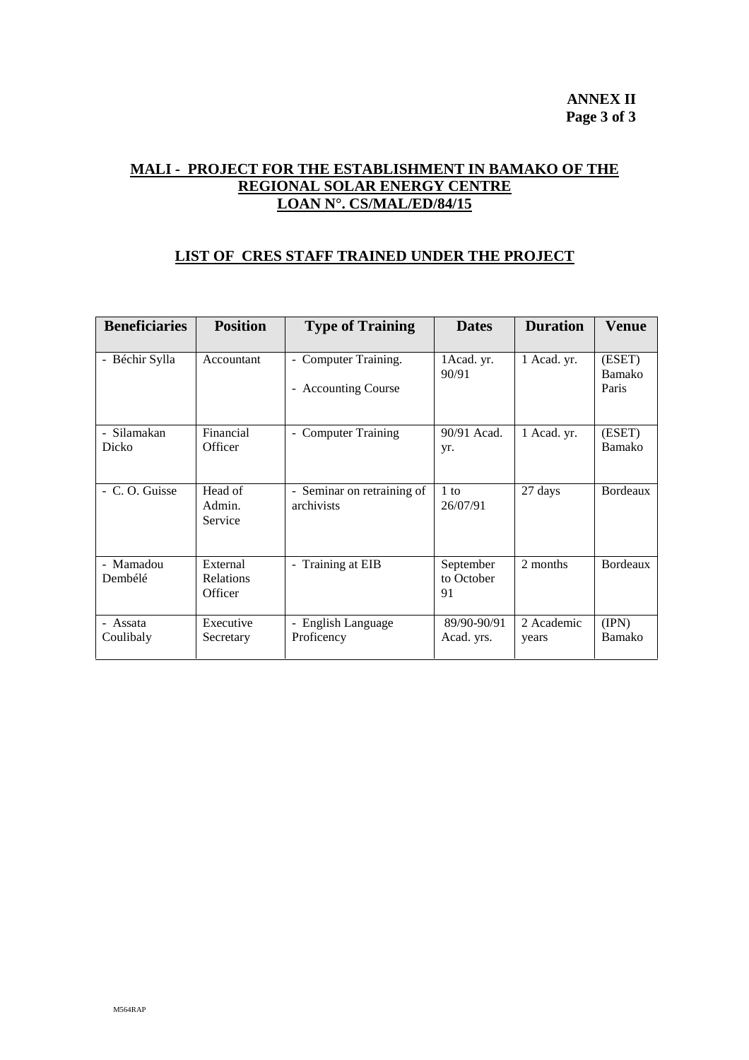**ANNEX II**

**MALI - PROJECT FOR THE ESTABLISHMENT IN BAMAKO OF THE REGIONAL SOLAR ENERGY CENTRE**
**LOAN N°. CS/MAL/ED/84/15**

**LIST OF CRES STAFF TRAINED UNDER THE PROJECT**

| Beneficiaries | Position | Type of Training | Dates | Duration | Venue |
|---|---|---|---|---|---|
| - Béchir Sylla | Accountant | - Computer Training.<br>- Accounting Course | 1Acad. yr. 90/91 | 1 Acad. yr. | (ESET) Bamako Paris |
| - Silamakan Dicko | Financial Officer | - Computer Training | 90/91 Acad. yr. | 1 Acad. yr. | (ESET) Bamako |
| - C. O. Guisse | Head of Admin. Service | - Seminar on retraining of archivists | 1 to 26/07/91 | 27 days | Bordeaux |
| - Mamadou Dembélé | External Relations Officer | - Training at EIB | September to October 91 | 2 months | Bordeaux |
| - Assata Coulibaly | Executive Secretary | - English Language Proficency | 89/90-90/91 Acad. yrs. | 2 Academic years | (IPN) Bamako |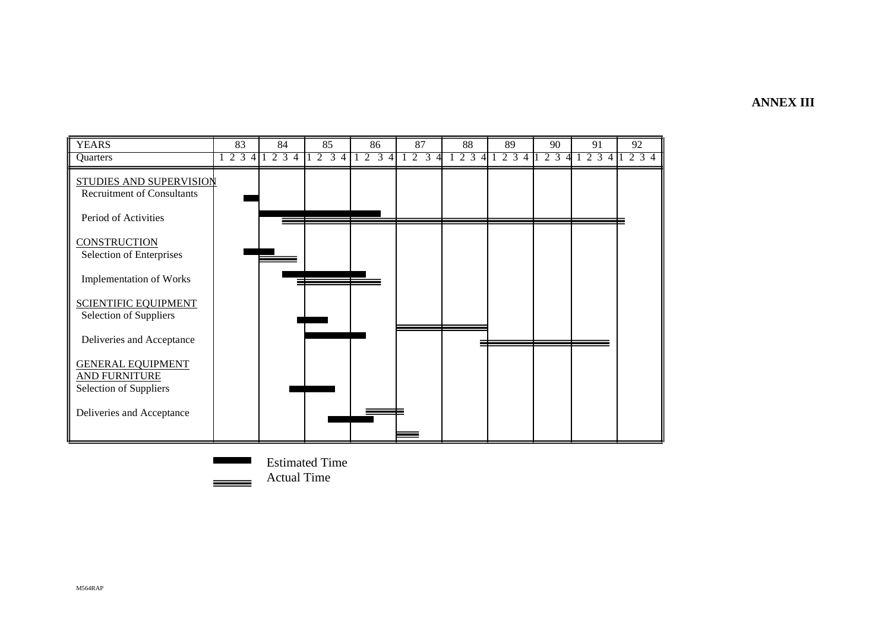**ANNEX III**

YEARS
83 84 85 86 87 88 89 90 91 92
Quarters
1 2 3 4 1 2 3 4 1 2 3 4 1 2 3 4 1 2 3 4 1 2 3 4 1 2 3 4 1 2 3 4 1 2 3 4 1 2 3 4

STUDIES AND SUPERVISION
Recruitment of Consultants
Period of Activities

CONSTRUCTION
Selection of Enterprises
Implementation of Works

SCIENTIFIC EQUIPMENT
Selection of Suppliers
Deliveries and Acceptance

GENERAL EQUIPMENT AND FURNITURE
Selection of Suppliers
Deliveries and Acceptance

Estimated Time
Actual Time

M564RAP